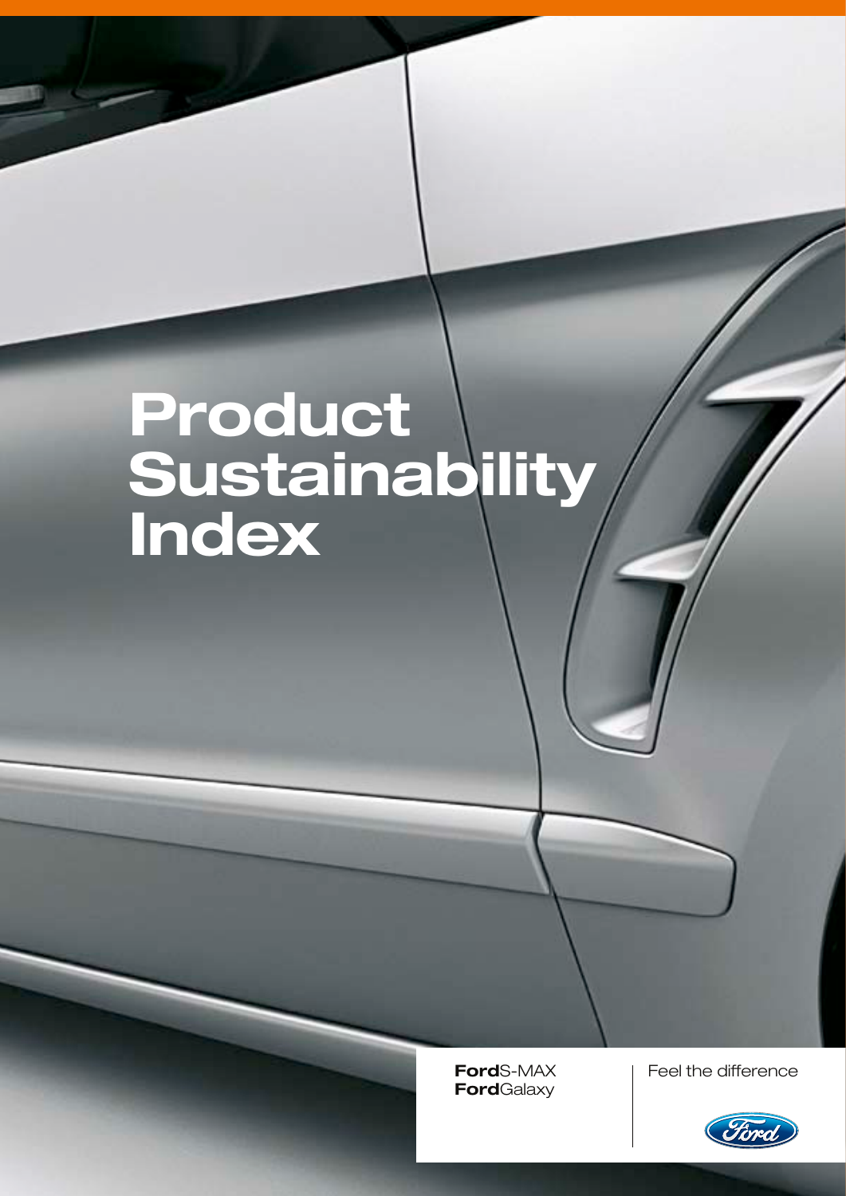# Product Sustainability Index

**Ford**S-MAX
**Ford**Galaxy

Feel the difference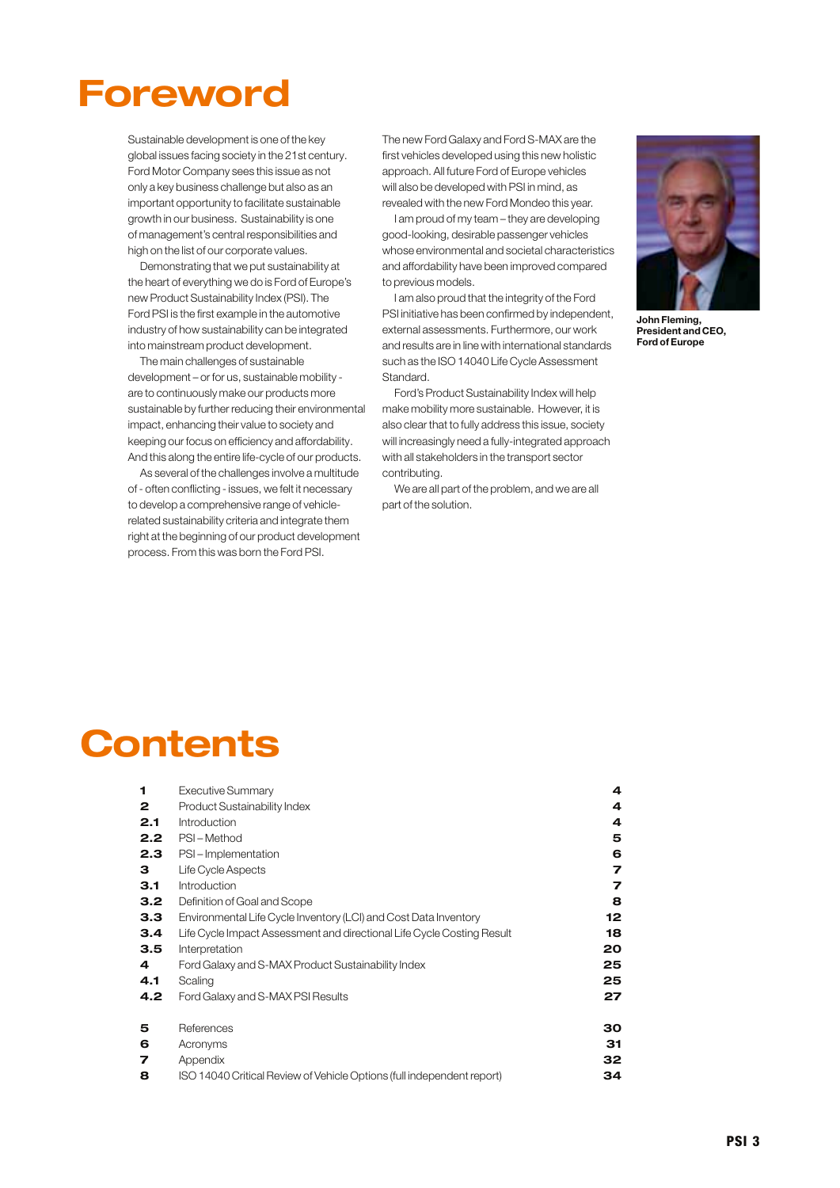# Foreword

Sustainable development is one of the key global issues facing society in the 21st century. Ford Motor Company sees this issue as not only a key business challenge but also as an important opportunity to facilitate sustainable growth in our business. Sustainability is one of management's central responsibilities and high on the list of our corporate values.

Demonstrating that we put sustainability at the heart of everything we do is Ford of Europe's new Product Sustainability Index (PSI). The Ford PSI is the first example in the automotive industry of how sustainability can be integrated into mainstream product development.

The main challenges of sustainable development – or for us, sustainable mobility - are to continuously make our products more sustainable by further reducing their environmental impact, enhancing their value to society and keeping our focus on efficiency and affordability. And this along the entire life-cycle of our products.

As several of the challenges involve a multitude of - often conflicting - issues, we felt it necessary to develop a comprehensive range of vehicle-related sustainability criteria and integrate them right at the beginning of our product development process. From this was born the Ford PSI.

The new Ford Galaxy and Ford S-MAX are the first vehicles developed using this new holistic approach. All future Ford of Europe vehicles will also be developed with PSI in mind, as revealed with the new Ford Mondeo this year.

I am proud of my team – they are developing good-looking, desirable passenger vehicles whose environmental and societal characteristics and affordability have been improved compared to previous models.

I am also proud that the integrity of the Ford PSI initiative has been confirmed by independent, external assessments. Furthermore, our work and results are in line with international standards such as the ISO 14040 Life Cycle Assessment Standard.

Ford's Product Sustainability Index will help make mobility more sustainable. However, it is also clear that to fully address this issue, society will increasingly need a fully-integrated approach with all stakeholders in the transport sector contributing.

We are all part of the problem, and we are all part of the solution.

**John Fleming, President and CEO, Ford of Europe**

# Contents

| | | |
|---|---|---|
| **1** | Executive Summary | **4** |
| **2** | Product Sustainability Index | **4** |
| **2.1** | Introduction | **4** |
| **2.2** | PSI – Method | **5** |
| **2.3** | PSI – Implementation | **6** |
| **3** | Life Cycle Aspects | **7** |
| **3.1** | Introduction | **7** |
| **3.2** | Definition of Goal and Scope | **8** |
| **3.3** | Environmental Life Cycle Inventory (LCI) and Cost Data Inventory | **12** |
| **3.4** | Life Cycle Impact Assessment and directional Life Cycle Costing Result | **18** |
| **3.5** | Interpretation | **20** |
| **4** | Ford Galaxy and S-MAX Product Sustainability Index | **25** |
| **4.1** | Scaling | **25** |
| **4.2** | Ford Galaxy and S-MAX PSI Results | **27** |
| **5** | References | **30** |
| **6** | Acronyms | **31** |
| **7** | Appendix | **32** |
| **8** | ISO 14040 Critical Review of Vehicle Options (full independent report) | **34** |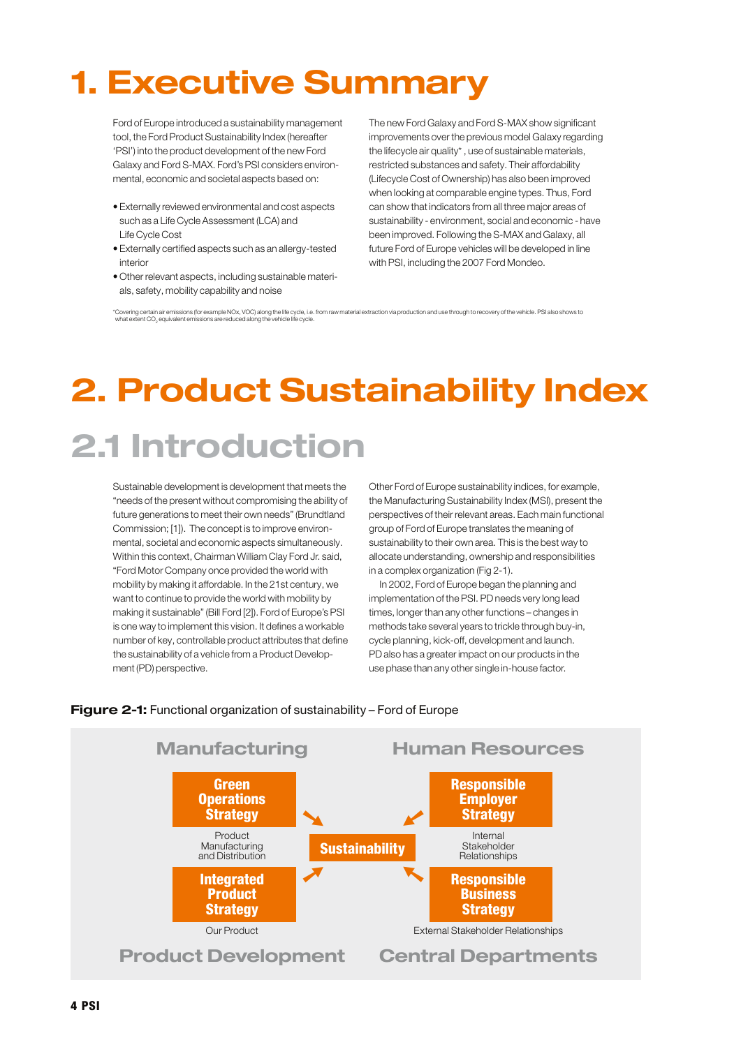# 1. Executive Summary

Ford of Europe introduced a sustainability management tool, the Ford Product Sustainability Index (hereafter 'PSI') into the product development of the new Ford Galaxy and Ford S-MAX. Ford's PSI considers environmental, economic and societal aspects based on:

- Externally reviewed environmental and cost aspects such as a Life Cycle Assessment (LCA) and Life Cycle Cost
- Externally certified aspects such as an allergy-tested interior
- Other relevant aspects, including sustainable materials, safety, mobility capability and noise

The new Ford Galaxy and Ford S-MAX show significant improvements over the previous model Galaxy regarding the lifecycle air quality*, use of sustainable materials, restricted substances and safety. Their affordability (Lifecycle Cost of Ownership) has also been improved when looking at comparable engine types. Thus, Ford can show that indicators from all three major areas of sustainability - environment, social and economic - have been improved. Following the S-MAX and Galaxy, all future Ford of Europe vehicles will be developed in line with PSI, including the 2007 Ford Mondeo.

*Covering certain air emissions (for example NOx, VOC) along the life cycle, i.e. from raw material extraction via production and use through to recovery of the vehicle. PSI also shows to what extent $CO_2$ equivalent emissions are reduced along the vehicle life cycle.

# 2. Product Sustainability Index

## 2.1 Introduction

Sustainable development is development that meets the "needs of the present without compromising the ability of future generations to meet their own needs" (Brundtland Commission; [1]). The concept is to improve environmental, societal and economic aspects simultaneously. Within this context, Chairman William Clay Ford Jr. said, "Ford Motor Company once provided the world with mobility by making it affordable. In the 21st century, we want to continue to provide the world with mobility by making it sustainable" (Bill Ford [2]). Ford of Europe's PSI is one way to implement this vision. It defines a workable number of key, controllable product attributes that define the sustainability of a vehicle from a Product Development (PD) perspective.

Other Ford of Europe sustainability indices, for example, the Manufacturing Sustainability Index (MSI), present the perspectives of their relevant areas. Each main functional group of Ford of Europe translates the meaning of sustainability to their own area. This is the best way to allocate understanding, ownership and responsibilities in a complex organization (Fig 2-1).

In 2002, Ford of Europe began the planning and implementation of the PSI. PD needs very long lead times, longer than any other functions – changes in methods take several years to trickle through buy-in, cycle planning, kick-off, development and launch. PD also has a greater impact on our products in the use phase than any other single in-house factor.

**Figure 2-1:** Functional organization of sustainability – Ford of Europe

| Manufacturing | | Human Resources |
|---|---|---|
| **Green Operations Strategy** — Product Manufacturing and Distribution | **Sustainability** | **Responsible Employer Strategy** — Internal Stakeholder Relationships |
| **Integrated Product Strategy** — Our Product | | **Responsible Business Strategy** — External Stakeholder Relationships |
| Product Development | | Central Departments |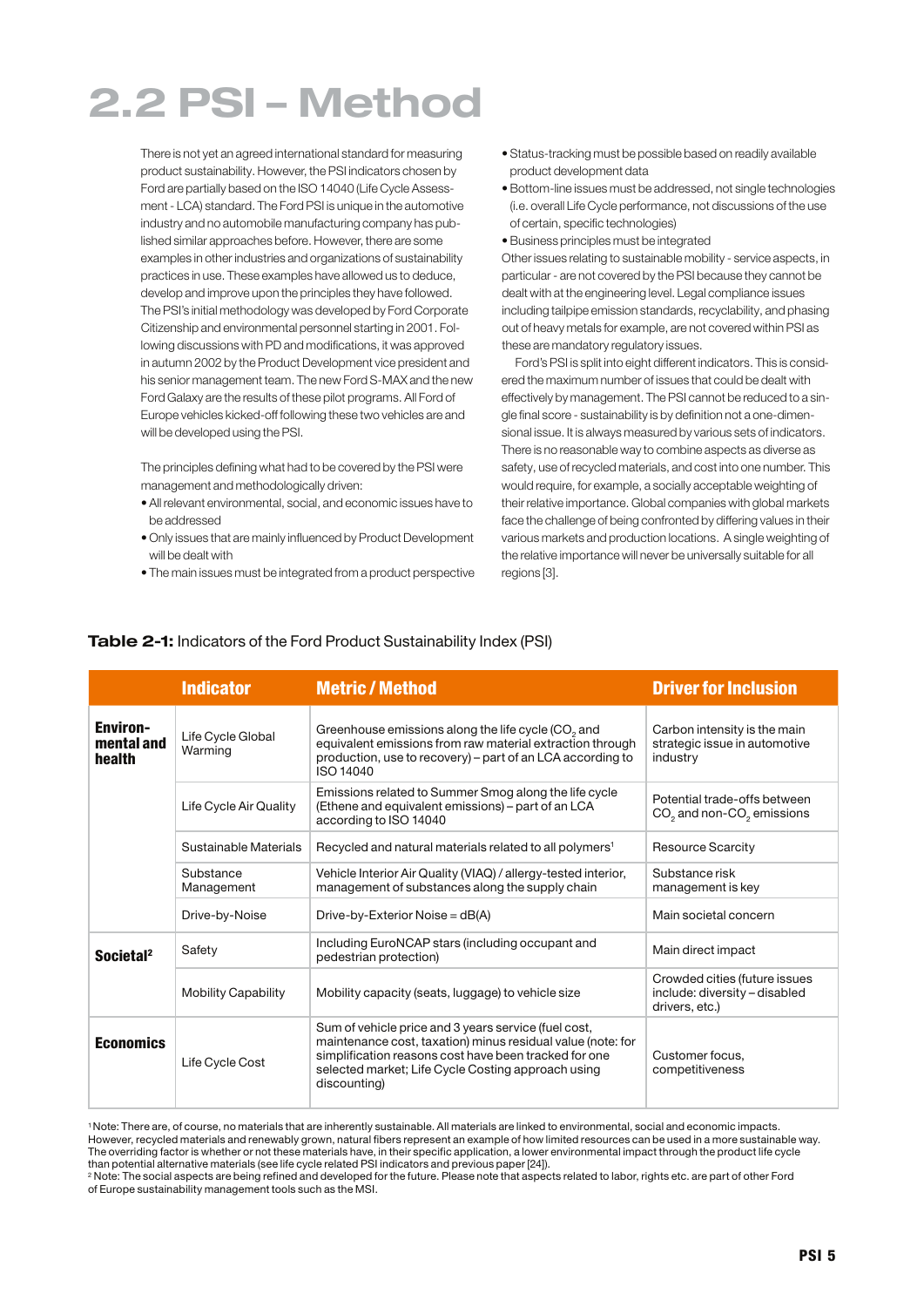# 2.2 PSI – Method

There is not yet an agreed international standard for measuring product sustainability. However, the PSI indicators chosen by Ford are partially based on the ISO 14040 (Life Cycle Assessment - LCA) standard. The Ford PSI is unique in the automotive industry and no automobile manufacturing company has published similar approaches before. However, there are some examples in other industries and organizations of sustainability practices in use. These examples have allowed us to deduce, develop and improve upon the principles they have followed. The PSI's initial methodology was developed by Ford Corporate Citizenship and environmental personnel starting in 2001. Following discussions with PD and modifications, it was approved in autumn 2002 by the Product Development vice president and his senior management team. The new Ford S-MAX and the new Ford Galaxy are the results of these pilot programs. All Ford of Europe vehicles kicked-off following these two vehicles are and will be developed using the PSI.

The principles defining what had to be covered by the PSI were management and methodologically driven:

- All relevant environmental, social, and economic issues have to be addressed
- Only issues that are mainly influenced by Product Development will be dealt with
- The main issues must be integrated from a product perspective
- Status-tracking must be possible based on readily available product development data
- Bottom-line issues must be addressed, not single technologies (i.e. overall Life Cycle performance, not discussions of the use of certain, specific technologies)
- Business principles must be integrated

Other issues relating to sustainable mobility - service aspects, in particular - are not covered by the PSI because they cannot be dealt with at the engineering level. Legal compliance issues including tailpipe emission standards, recyclability, and phasing out of heavy metals for example, are not covered within PSI as these are mandatory regulatory issues.

Ford's PSI is split into eight different indicators. This is considered the maximum number of issues that could be dealt with effectively by management. The PSI cannot be reduced to a single final score - sustainability is by definition not a one-dimensional issue. It is always measured by various sets of indicators. There is no reasonable way to combine aspects as diverse as safety, use of recycled materials, and cost into one number. This would require, for example, a socially acceptable weighting of their relative importance. Global companies with global markets face the challenge of being confronted by differing values in their various markets and production locations. A single weighting of the relative importance will never be universally suitable for all regions [3].

**Table 2-1:** Indicators of the Ford Product Sustainability Index (PSI)

| | Indicator | Metric / Method | Driver for Inclusion |
|---|---|---|---|
| **Environmental and health** | Life Cycle Global Warming | Greenhouse emissions along the life cycle ($CO_2$ and equivalent emissions from raw material extraction through production, use to recovery) – part of an LCA according to ISO 14040 | Carbon intensity is the main strategic issue in automotive industry |
| | Life Cycle Air Quality | Emissions related to Summer Smog along the life cycle (Ethene and equivalent emissions) – part of an LCA according to ISO 14040 | Potential trade-offs between $CO_2$ and non-$CO_2$ emissions |
| | Sustainable Materials | Recycled and natural materials related to all polymers[1] | Resource Scarcity |
| | Substance Management | Vehicle Interior Air Quality (VIAQ) / allergy-tested interior, management of substances along the supply chain | Substance risk management is key |
| | Drive-by-Noise | Drive-by-Exterior Noise = dB(A) | Main societal concern |
| **Societal[2]** | Safety | Including EuroNCAP stars (including occupant and pedestrian protection) | Main direct impact |
| | Mobility Capability | Mobility capacity (seats, luggage) to vehicle size | Crowded cities (future issues include: diversity – disabled drivers, etc.) |
| **Economics** | Life Cycle Cost | Sum of vehicle price and 3 years service (fuel cost, maintenance cost, taxation) minus residual value (note: for simplification reasons cost have been tracked for one selected market; Life Cycle Costing approach using discounting) | Customer focus, competitiveness |

[1] Note: There are, of course, no materials that are inherently sustainable. All materials are linked to environmental, social and economic impacts. However, recycled materials and renewably grown, natural fibers represent an example of how limited resources can be used in a more sustainable way. The overriding factor is whether or not these materials have, in their specific application, a lower environmental impact through the product life cycle than potential alternative materials (see life cycle related PSI indicators and previous paper [24]).

[2] Note: The social aspects are being refined and developed for the future. Please note that aspects related to labor, rights etc. are part of other Ford of Europe sustainability management tools such as the MSI.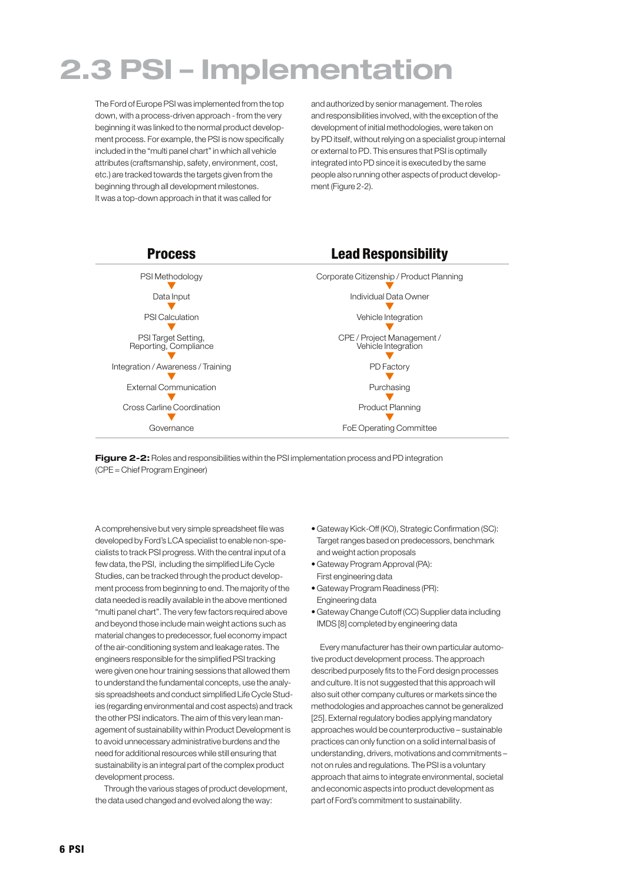## 2.3 PSI – Implementation

The Ford of Europe PSI was implemented from the top down, with a process-driven approach - from the very beginning it was linked to the normal product development process. For example, the PSI is now specifically included in the "multi panel chart" in which all vehicle attributes (craftsmanship, safety, environment, cost, etc.) are tracked towards the targets given from the beginning through all development milestones. It was a top-down approach in that it was called for and authorized by senior management. The roles and responsibilities involved, with the exception of the development of initial methodologies, were taken on by PD itself, without relying on a specialist group internal or external to PD. This ensures that PSI is optimally integrated into PD since it is executed by the same people also running other aspects of product development (Figure 2-2).

| Process | Lead Responsibility |
|---|---|
| PSI Methodology | Corporate Citizenship / Product Planning |
| Data Input | Individual Data Owner |
| PSI Calculation | Vehicle Integration |
| PSI Target Setting, Reporting, Compliance | CPE / Project Management / Vehicle Integration |
| Integration / Awareness / Training | PD Factory |
| External Communication | Purchasing |
| Cross Carline Coordination | Product Planning |
| Governance | FoE Operating Committee |

**Figure 2-2:** Roles and responsibilities within the PSI implementation process and PD integration (CPE = Chief Program Engineer)

A comprehensive but very simple spreadsheet file was developed by Ford's LCA specialist to enable non-specialists to track PSI progress. With the central input of a few data, the PSI, including the simplified Life Cycle Studies, can be tracked through the product development process from beginning to end. The majority of the data needed is readily available in the above mentioned "multi panel chart". The very few factors required above and beyond those include main weight actions such as material changes to predecessor, fuel economy impact of the air-conditioning system and leakage rates. The engineers responsible for the simplified PSI tracking were given one hour training sessions that allowed them to understand the fundamental concepts, use the analysis spreadsheets and conduct simplified Life Cycle Studies (regarding environmental and cost aspects) and track the other PSI indicators. The aim of this very lean management of sustainability within Product Development is to avoid unnecessary administrative burdens and the need for additional resources while still ensuring that sustainability is an integral part of the complex product development process.

Through the various stages of product development, the data used changed and evolved along the way:

- Gateway Kick-Off (KO), Strategic Confirmation (SC): Target ranges based on predecessors, benchmark and weight action proposals
- Gateway Program Approval (PA): First engineering data
- Gateway Program Readiness (PR): Engineering data
- Gateway Change Cutoff (CC) Supplier data including IMDS [8] completed by engineering data

Every manufacturer has their own particular automotive product development process. The approach described purposely fits to the Ford design processes and culture. It is not suggested that this approach will also suit other company cultures or markets since the methodologies and approaches cannot be generalized [25]. External regulatory bodies applying mandatory approaches would be counterproductive – sustainable practices can only function on a solid internal basis of understanding, drivers, motivations and commitments – not on rules and regulations. The PSI is a voluntary approach that aims to integrate environmental, societal and economic aspects into product development as part of Ford's commitment to sustainability.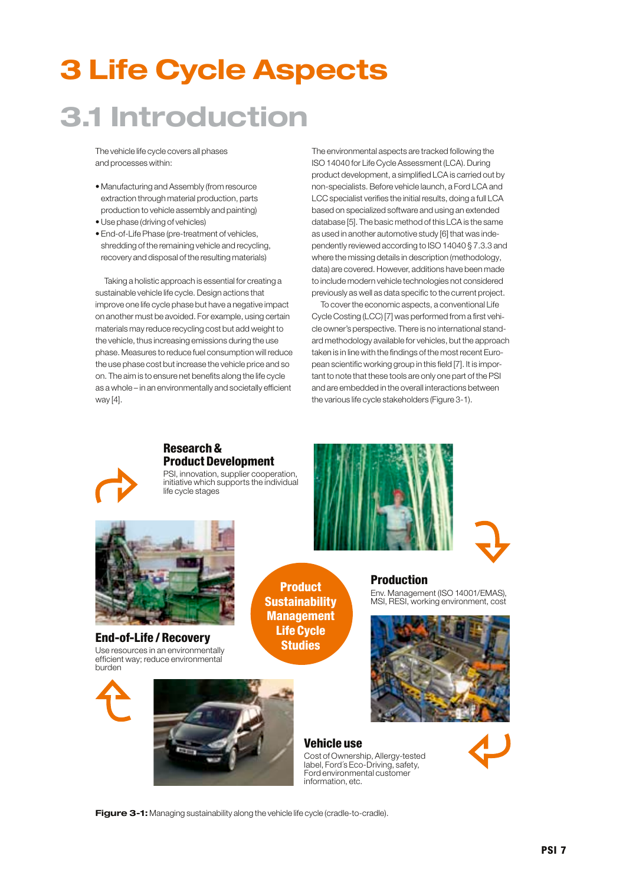# 3 Life Cycle Aspects

## 3.1 Introduction

The vehicle life cycle covers all phases and processes within:

- Manufacturing and Assembly (from resource extraction through material production, parts production to vehicle assembly and painting)
- Use phase (driving of vehicles)
- End-of-Life Phase (pre-treatment of vehicles, shredding of the remaining vehicle and recycling, recovery and disposal of the resulting materials)

Taking a holistic approach is essential for creating a sustainable vehicle life cycle. Design actions that improve one life cycle phase but have a negative impact on another must be avoided. For example, using certain materials may reduce recycling cost but add weight to the vehicle, thus increasing emissions during the use phase. Measures to reduce fuel consumption will reduce the use phase cost but increase the vehicle price and so on. The aim is to ensure net benefits along the life cycle as a whole – in an environmentally and societally efficient way [4].

The environmental aspects are tracked following the ISO 14040 for Life Cycle Assessment (LCA). During product development, a simplified LCA is carried out by non-specialists. Before vehicle launch, a Ford LCA and LCC specialist verifies the initial results, doing a full LCA based on specialized software and using an extended database [5]. The basic method of this LCA is the same as used in another automotive study [6] that was independently reviewed according to ISO 14040 § 7.3.3 and where the missing details in description (methodology, data) are covered. However, additions have been made to include modern vehicle technologies not considered previously as well as data specific to the current project.

To cover the economic aspects, a conventional Life Cycle Costing (LCC) [7] was performed from a first vehicle owner's perspective. There is no international standard methodology available for vehicles, but the approach taken is in line with the findings of the most recent European scientific working group in this field [7]. It is important to note that these tools are only one part of the PSI and are embedded in the overall interactions between the various life cycle stakeholders (Figure 3-1).

**Research & Product Development**
PSI, innovation, supplier cooperation, initiative which supports the individual life cycle stages

**Production**
Env. Management (ISO 14001/EMAS), MSI, RESI, working environment, cost

**Vehicle use**
Cost of Ownership, Allergy-tested label, Ford's Eco-Driving, safety, Ford environmental customer information, etc.

**End-of-Life / Recovery**
Use resources in an environmentally efficient way; reduce environmental burden

**Product Sustainability Management Life Cycle Studies**

**Figure 3-1:** Managing sustainability along the vehicle life cycle (cradle-to-cradle).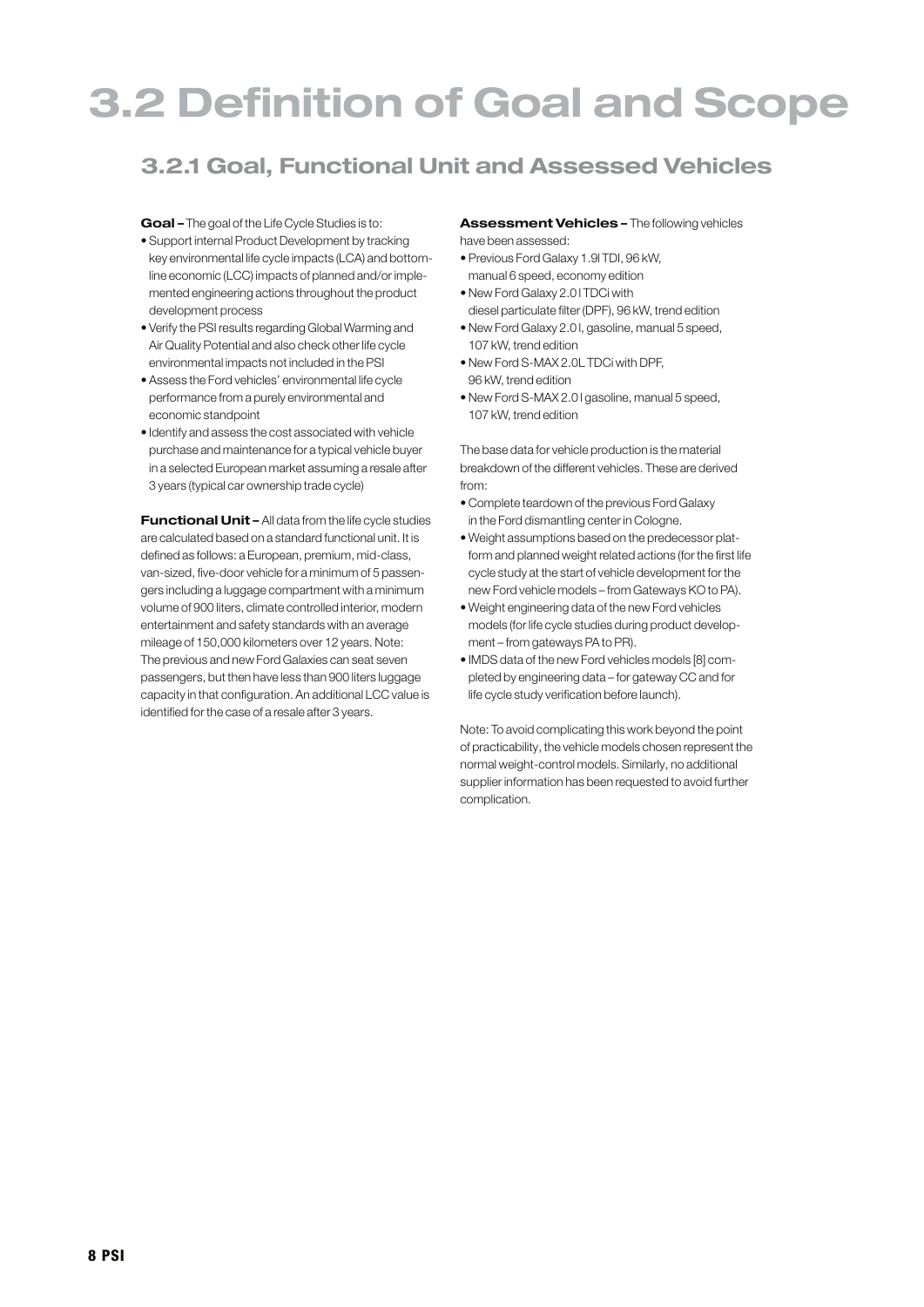# 3.2 Definition of Goal and Scope

## 3.2.1 Goal, Functional Unit and Assessed Vehicles

**Goal –** The goal of the Life Cycle Studies is to:

- Support internal Product Development by tracking key environmental life cycle impacts (LCA) and bottom-line economic (LCC) impacts of planned and/or implemented engineering actions throughout the product development process
- Verify the PSI results regarding Global Warming and Air Quality Potential and also check other life cycle environmental impacts not included in the PSI
- Assess the Ford vehicles' environmental life cycle performance from a purely environmental and economic standpoint
- Identify and assess the cost associated with vehicle purchase and maintenance for a typical vehicle buyer in a selected European market assuming a resale after 3 years (typical car ownership trade cycle)

**Functional Unit –** All data from the life cycle studies are calculated based on a standard functional unit. It is defined as follows: a European, premium, mid-class, van-sized, five-door vehicle for a minimum of 5 passengers including a luggage compartment with a minimum volume of 900 liters, climate controlled interior, modern entertainment and safety standards with an average mileage of 150,000 kilometers over 12 years. Note: The previous and new Ford Galaxies can seat seven passengers, but then have less than 900 liters luggage capacity in that configuration. An additional LCC value is identified for the case of a resale after 3 years.

**Assessment Vehicles –** The following vehicles have been assessed:

- Previous Ford Galaxy 1.9l TDI, 96 kW, manual 6 speed, economy edition
- New Ford Galaxy 2.0 l TDCi with diesel particulate filter (DPF), 96 kW, trend edition
- New Ford Galaxy 2.0 l, gasoline, manual 5 speed, 107 kW, trend edition
- New Ford S-MAX 2.0L TDCi with DPF, 96 kW, trend edition
- New Ford S-MAX 2.0 l gasoline, manual 5 speed, 107 kW, trend edition

The base data for vehicle production is the material breakdown of the different vehicles. These are derived from:

- Complete teardown of the previous Ford Galaxy in the Ford dismantling center in Cologne.
- Weight assumptions based on the predecessor platform and planned weight related actions (for the first life cycle study at the start of vehicle development for the new Ford vehicle models – from Gateways KO to PA).
- Weight engineering data of the new Ford vehicles models (for life cycle studies during product development – from gateways PA to PR).
- IMDS data of the new Ford vehicles models [8] completed by engineering data – for gateway CC and for life cycle study verification before launch).

Note: To avoid complicating this work beyond the point of practicability, the vehicle models chosen represent the normal weight-control models. Similarly, no additional supplier information has been requested to avoid further complication.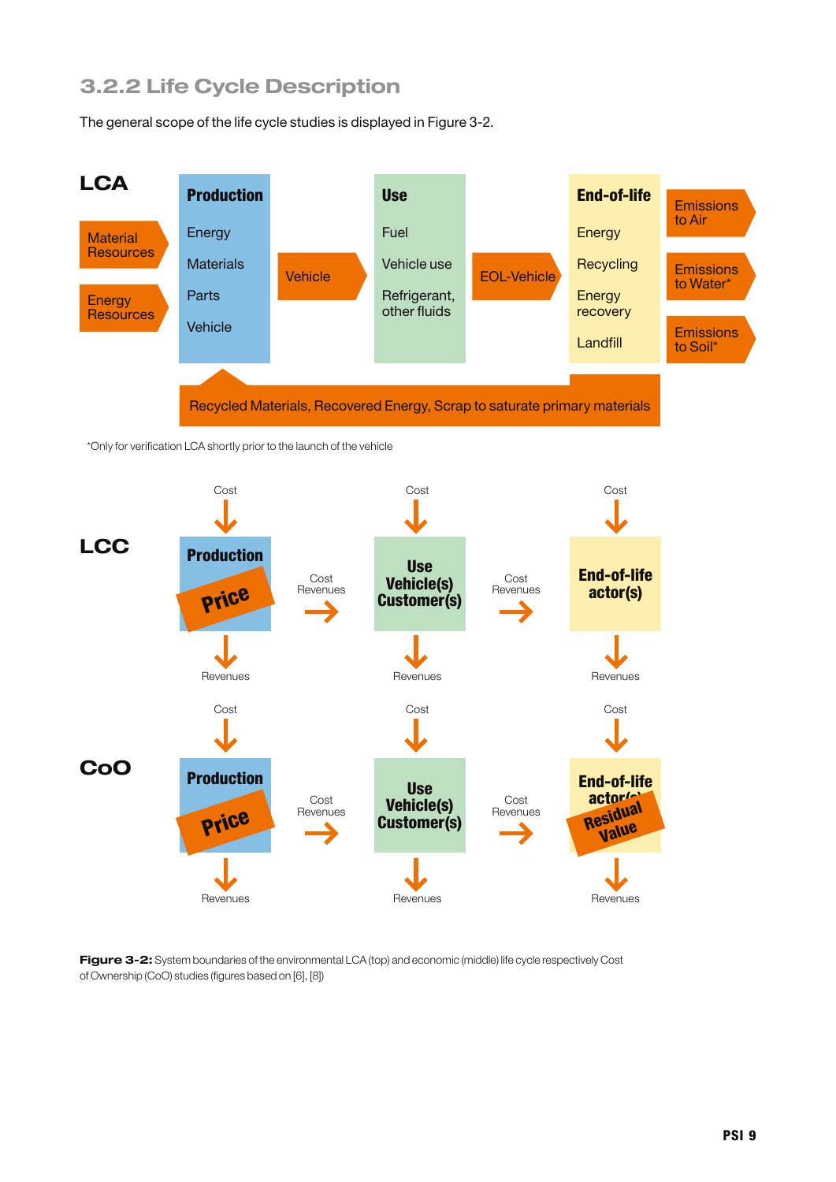### 3.2.2 Life Cycle Description

The general scope of the life cycle studies is displayed in Figure 3-2.

**LCA**

Material Resources → **Production** (Energy, Materials, Parts, Vehicle) → Vehicle → **Use** (Fuel, Vehicle use, Refrigerant, other fluids) → EOL-Vehicle → **End-of-life** (Energy, Recycling, Energy recovery, Landfill) → Emissions to Air, Emissions to Water*, Emissions to Soil*

Energy Resources → Production

Recycled Materials, Recovered Energy, Scrap to saturate primary materials

*Only for verification LCA shortly prior to the launch of the vehicle

**LCC**

Cost → **Production** (Price) → Revenues; Cost/Revenues → Cost → **Use Vehicle(s) Customer(s)** → Revenues; Cost/Revenues → Cost → **End-of-life actor(s)** → Revenues

**CoO**

Cost → **Production** (Price) → Revenues; Cost/Revenues → Cost → **Use Vehicle(s) Customer(s)** → Revenues; Cost/Revenues → Cost → **End-of-life actor(s)** (Residual Value) → Revenues

**Figure 3-2:** System boundaries of the environmental LCA (top) and economic (middle) life cycle respectively Cost of Ownership (CoO) studies (figures based on [6], [8])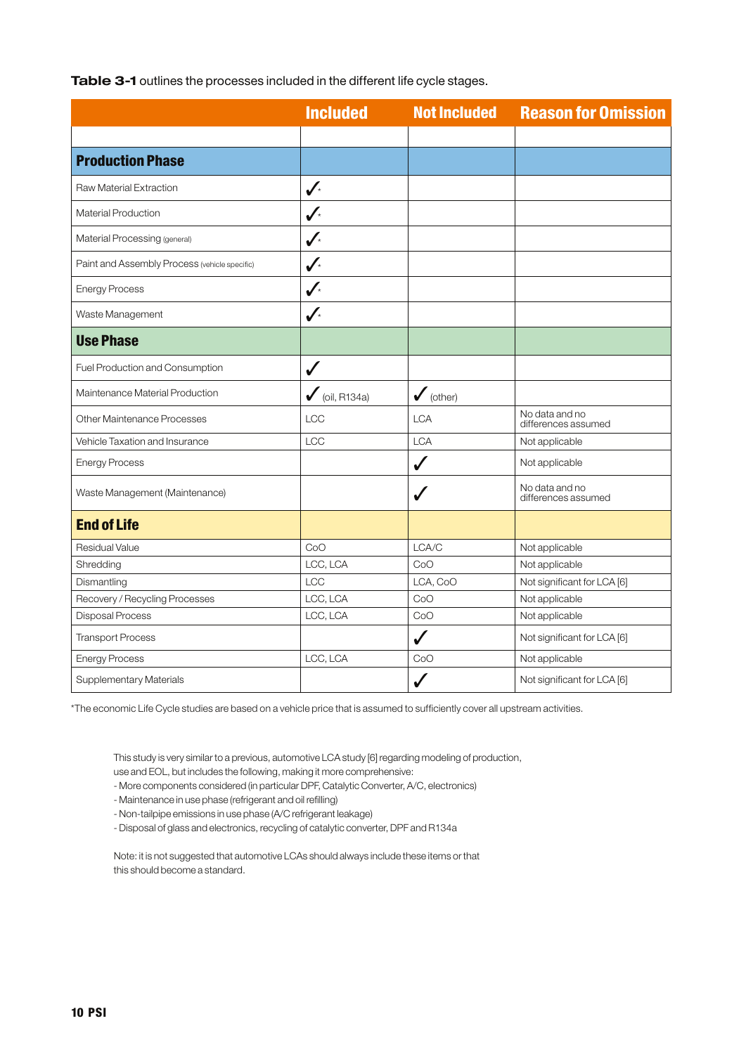**Table 3-1** outlines the processes included in the different life cycle stages.

| | Included | Not Included | Reason for Omission |
|---|---|---|---|
| | | | |
| **Production Phase** | | | |
| Raw Material Extraction | ✓* | | |
| Material Production | ✓* | | |
| Material Processing (general) | ✓* | | |
| Paint and Assembly Process (vehicle specific) | ✓* | | |
| Energy Process | ✓* | | |
| Waste Management | ✓* | | |
| **Use Phase** | | | |
| Fuel Production and Consumption | ✓ | | |
| Maintenance Material Production | ✓ (oil, R134a) | ✓ (other) | |
| Other Maintenance Processes | LCC | LCA | No data and no differences assumed |
| Vehicle Taxation and Insurance | LCC | LCA | Not applicable |
| Energy Process | | ✓ | Not applicable |
| Waste Management (Maintenance) | | ✓ | No data and no differences assumed |
| **End of Life** | | | |
| Residual Value | CoO | LCA/C | Not applicable |
| Shredding | LCC, LCA | CoO | Not applicable |
| Dismantling | LCC | LCA, CoO | Not significant for LCA [6] |
| Recovery / Recycling Processes | LCC, LCA | CoO | Not applicable |
| Disposal Process | LCC, LCA | CoO | Not applicable |
| Transport Process | | ✓ | Not significant for LCA [6] |
| Energy Process | LCC, LCA | CoO | Not applicable |
| Supplementary Materials | | ✓ | Not significant for LCA [6] |

*The economic Life Cycle studies are based on a vehicle price that is assumed to sufficiently cover all upstream activities.

This study is very similar to a previous, automotive LCA study [6] regarding modeling of production, use and EOL, but includes the following, making it more comprehensive:
- More components considered (in particular DPF, Catalytic Converter, A/C, electronics)
- Maintenance in use phase (refrigerant and oil refilling)
- Non-tailpipe emissions in use phase (A/C refrigerant leakage)
- Disposal of glass and electronics, recycling of catalytic converter, DPF and R134a

Note: it is not suggested that automotive LCAs should always include these items or that this should become a standard.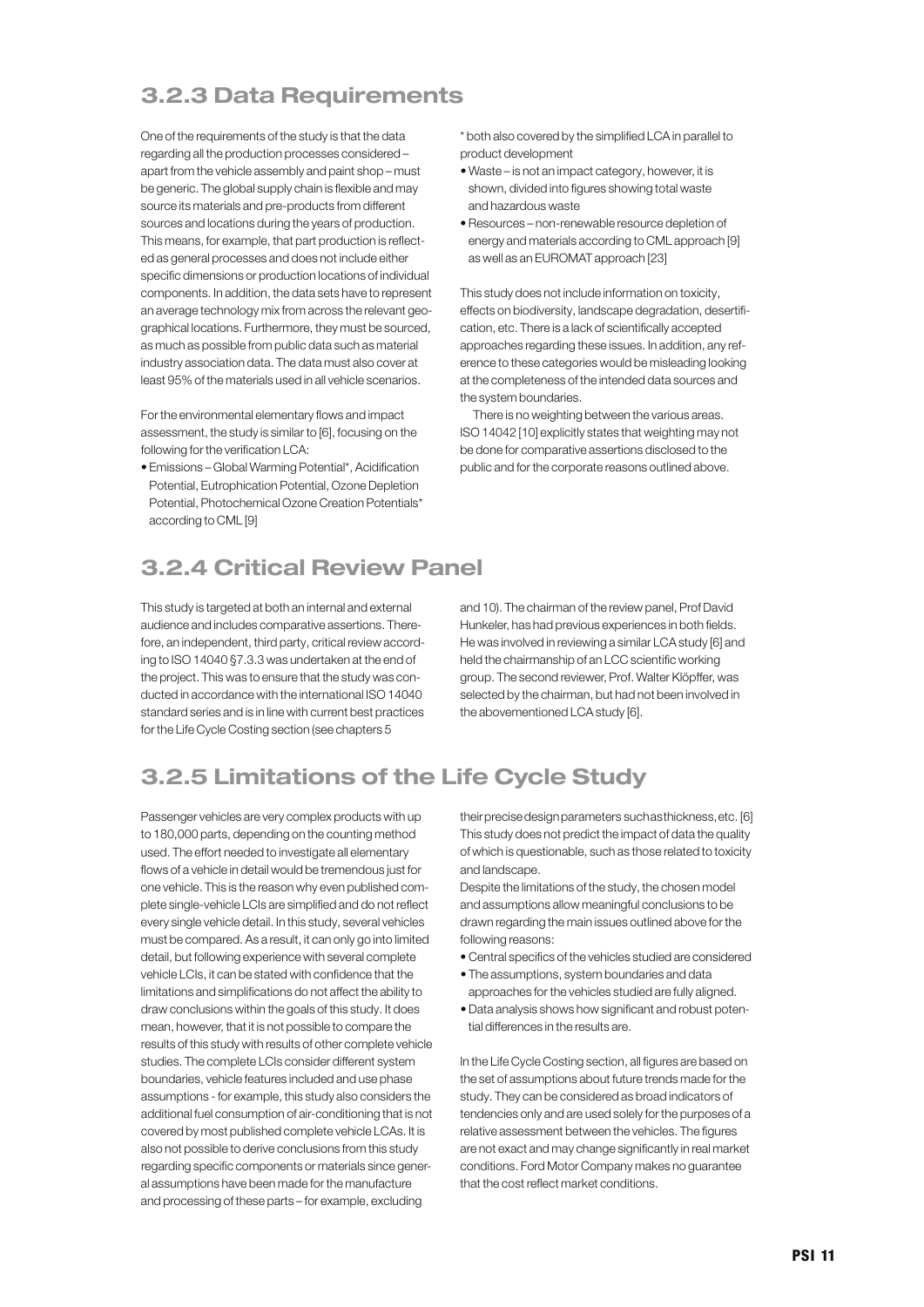## 3.2.3 Data Requirements

One of the requirements of the study is that the data regarding all the production processes considered – apart from the vehicle assembly and paint shop – must be generic. The global supply chain is flexible and may source its materials and pre-products from different sources and locations during the years of production. This means, for example, that part production is reflected as general processes and does not include either specific dimensions or production locations of individual components. In addition, the data sets have to represent an average technology mix from across the relevant geographical locations. Furthermore, they must be sourced, as much as possible from public data such as material industry association data. The data must also cover at least 95% of the materials used in all vehicle scenarios.

For the environmental elementary flows and impact assessment, the study is similar to [6], focusing on the following for the verification LCA:

- Emissions – Global Warming Potential*, Acidification Potential, Eutrophication Potential, Ozone Depletion Potential, Photochemical Ozone Creation Potentials* according to CML [9]

\* both also covered by the simplified LCA in parallel to product development

- Waste – is not an impact category, however, it is shown, divided into figures showing total waste and hazardous waste
- Resources – non-renewable resource depletion of energy and materials according to CML approach [9] as well as an EUROMAT approach [23]

This study does not include information on toxicity, effects on biodiversity, landscape degradation, desertification, etc. There is a lack of scientifically accepted approaches regarding these issues. In addition, any reference to these categories would be misleading looking at the completeness of the intended data sources and the system boundaries.

There is no weighting between the various areas. ISO 14042 [10] explicitly states that weighting may not be done for comparative assertions disclosed to the public and for the corporate reasons outlined above.

## 3.2.4 Critical Review Panel

This study is targeted at both an internal and external audience and includes comparative assertions. Therefore, an independent, third party, critical review according to ISO 14040 §7.3.3 was undertaken at the end of the project. This was to ensure that the study was conducted in accordance with the international ISO 14040 standard series and is in line with current best practices for the Life Cycle Costing section (see chapters 5 and 10). The chairman of the review panel, Prof David Hunkeler, has had previous experiences in both fields. He was involved in reviewing a similar LCA study [6] and held the chairmanship of an LCC scientific working group. The second reviewer, Prof. Walter Klöpffer, was selected by the chairman, but had not been involved in the abovementioned LCA study [6].

## 3.2.5 Limitations of the Life Cycle Study

Passenger vehicles are very complex products with up to 180,000 parts, depending on the counting method used. The effort needed to investigate all elementary flows of a vehicle in detail would be tremendous just for one vehicle. This is the reason why even published complete single-vehicle LCIs are simplified and do not reflect every single vehicle detail. In this study, several vehicles must be compared. As a result, it can only go into limited detail, but following experience with several complete vehicle LCIs, it can be stated with confidence that the limitations and simplifications do not affect the ability to draw conclusions within the goals of this study. It does mean, however, that it is not possible to compare the results of this study with results of other complete vehicle studies. The complete LCIs consider different system boundaries, vehicle features included and use phase assumptions - for example, this study also considers the additional fuel consumption of air-conditioning that is not covered by most published complete vehicle LCAs. It is also not possible to derive conclusions from this study regarding specific components or materials since general assumptions have been made for the manufacture and processing of these parts – for example, excluding their precise design parameters such as thickness, etc. [6] This study does not predict the impact of data the quality of which is questionable, such as those related to toxicity and landscape.

Despite the limitations of the study, the chosen model and assumptions allow meaningful conclusions to be drawn regarding the main issues outlined above for the following reasons:

- Central specifics of the vehicles studied are considered
- The assumptions, system boundaries and data approaches for the vehicles studied are fully aligned.
- Data analysis shows how significant and robust potential differences in the results are.

In the Life Cycle Costing section, all figures are based on the set of assumptions about future trends made for the study. They can be considered as broad indicators of tendencies only and are used solely for the purposes of a relative assessment between the vehicles. The figures are not exact and may change significantly in real market conditions. Ford Motor Company makes no guarantee that the cost reflect market conditions.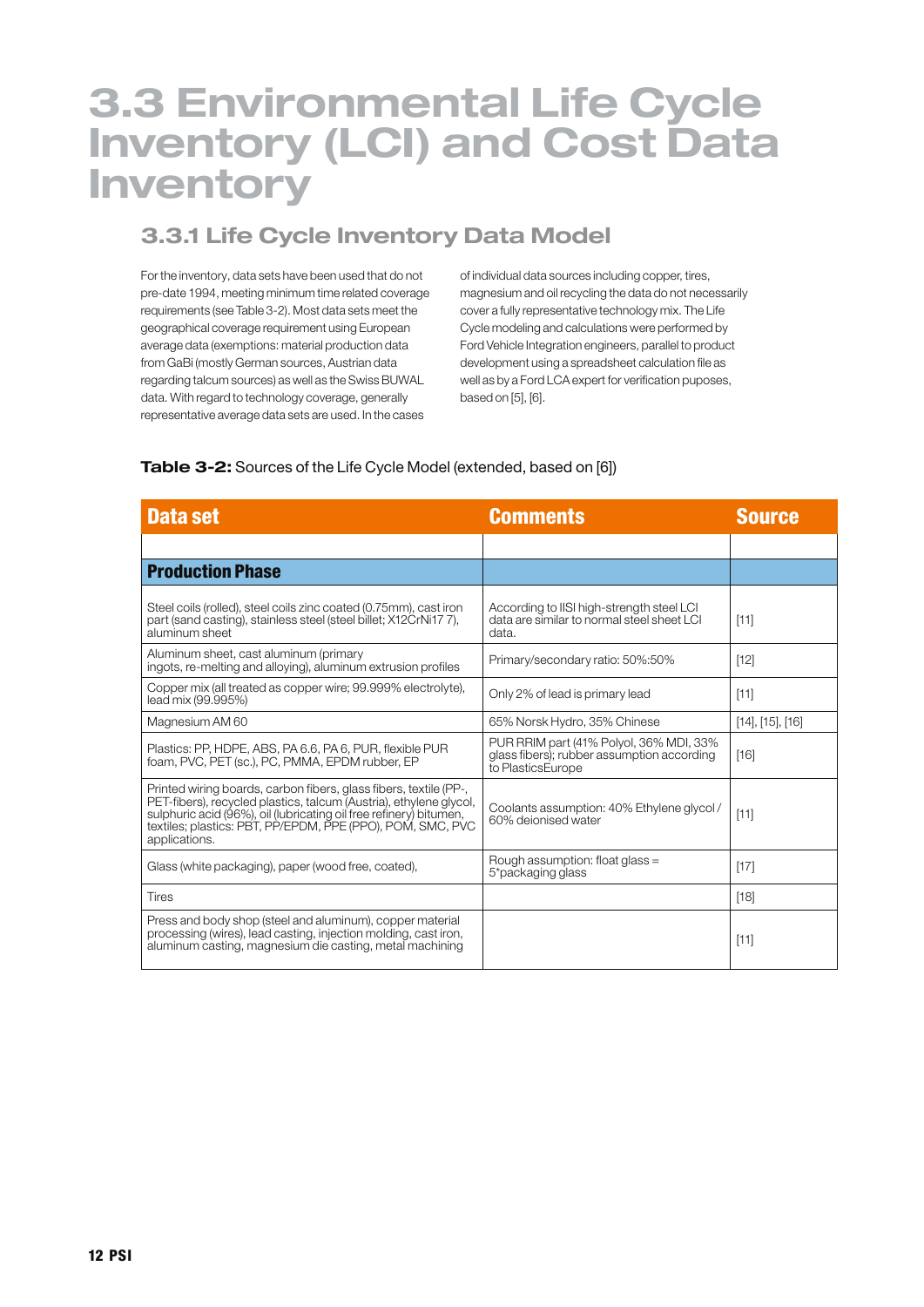# 3.3 Environmental Life Cycle Inventory (LCI) and Cost Data Inventory

## 3.3.1 Life Cycle Inventory Data Model

For the inventory, data sets have been used that do not pre-date 1994, meeting minimum time related coverage requirements (see Table 3-2). Most data sets meet the geographical coverage requirement using European average data (exemptions: material production data from GaBi (mostly German sources, Austrian data regarding talcum sources) as well as the Swiss BUWAL data. With regard to technology coverage, generally representative average data sets are used. In the cases of individual data sources including copper, tires, magnesium and oil recycling the data do not necessarily cover a fully representative technology mix. The Life Cycle modeling and calculations were performed by Ford Vehicle Integration engineers, parallel to product development using a spreadsheet calculation file as well as by a Ford LCA expert for verification puposes, based on [5], [6].

**Table 3-2:** Sources of the Life Cycle Model (extended, based on [6])

| Data set | Comments | Source |
|---|---|---|
| | | |
| **Production Phase** | | |
| Steel coils (rolled), steel coils zinc coated (0.75mm), cast iron part (sand casting), stainless steel (steel billet; X12CrNi17 7), aluminum sheet | According to IISI high-strength steel LCI data are similar to normal steel sheet LCI data. | [11] |
| Aluminum sheet, cast aluminum (primary ingots, re-melting and alloying), aluminum extrusion profiles | Primary/secondary ratio: 50%:50% | [12] |
| Copper mix (all treated as copper wire; 99.999% electrolyte), lead mix (99.995%) | Only 2% of lead is primary lead | [11] |
| Magnesium AM 60 | 65% Norsk Hydro, 35% Chinese | [14], [15], [16] |
| Plastics: PP, HDPE, ABS, PA 6.6, PA 6, PUR, flexible PUR foam, PVC, PET (sc.), PC, PMMA, EPDM rubber, EP | PUR RRIM part (41% Polyol, 36% MDI, 33% glass fibers); rubber assumption according to PlasticsEurope | [16] |
| Printed wiring boards, carbon fibers, glass fibers, textile (PP-, PET-fibers), recycled plastics, talcum (Austria), ethylene glycol, sulphuric acid (96%), oil (lubricating oil free refinery) bitumen, textiles; plastics: PBT, PP/EPDM, PPE (PPO), POM, SMC, PVC applications. | Coolants assumption: 40% Ethylene glycol / 60% deionised water | [11] |
| Glass (white packaging), paper (wood free, coated), | Rough assumption: float glass = 5*packaging glass | [17] |
| Tires | | [18] |
| Press and body shop (steel and aluminum), copper material processing (wires), lead casting, injection molding, cast iron, aluminum casting, magnesium die casting, metal machining | | [11] |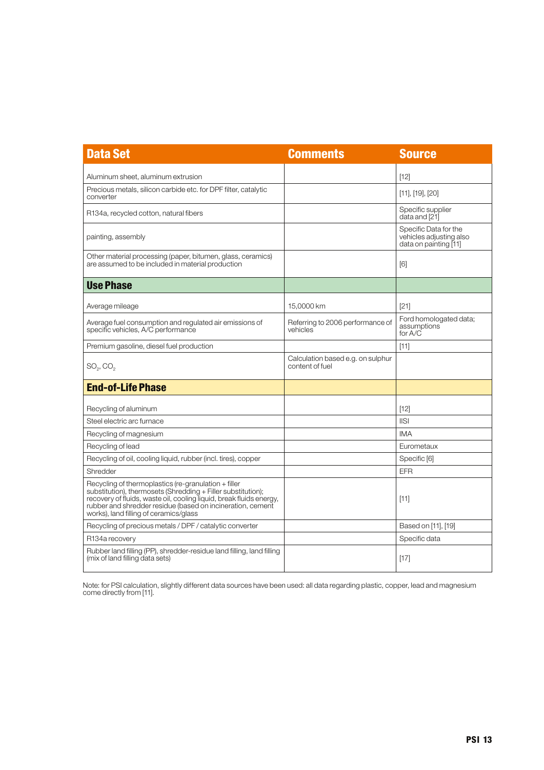| Data Set | Comments | Source |
|---|---|---|
| Aluminum sheet, aluminum extrusion | | [12] |
| Precious metals, silicon carbide etc. for DPF filter, catalytic converter | | [11], [19], [20] |
| R134a, recycled cotton, natural fibers | | Specific supplier data and [21] |
| painting, assembly | | Specific Data for the vehicles adjusting also data on painting [11] |
| Other material processing (paper, bitumen, glass, ceramics) are assumed to be included in material production | | [6] |
| **Use Phase** | | |
| Average mileage | 15,0000 km | [21] |
| Average fuel consumption and regulated air emissions of specific vehicles, A/C performance | Referring to 2006 performance of vehicles | Ford homologated data; assumptions for A/C |
| Premium gasoline, diesel fuel production | | [11] |
| $SO_2$, $CO_2$ | Calculation based e.g. on sulphur content of fuel | |
| **End-of-Life Phase** | | |
| Recycling of aluminum | | [12] |
| Steel electric arc furnace | | IISI |
| Recycling of magnesium | | IMA |
| Recycling of lead | | Eurometaux |
| Recycling of oil, cooling liquid, rubber (incl. tires), copper | | Specific [6] |
| Shredder | | EFR |
| Recycling of thermoplastics (re-granulation + filler substitution), thermosets (Shredding + Filler substitution); recovery of fluids, waste oil, cooling liquid, break fluids energy, rubber and shredder residue (based on incineration, cement works), land filling of ceramics/glass | | [11] |
| Recycling of precious metals / DPF / catalytic converter | | Based on [11], [19] |
| R134a recovery | | Specific data |
| Rubber land filling (PP), shredder-residue land filling, land filling (mix of land filling data sets) | | [17] |

Note: for PSI calculation, slightly different data sources have been used: all data regarding plastic, copper, lead and magnesium come directly from [11].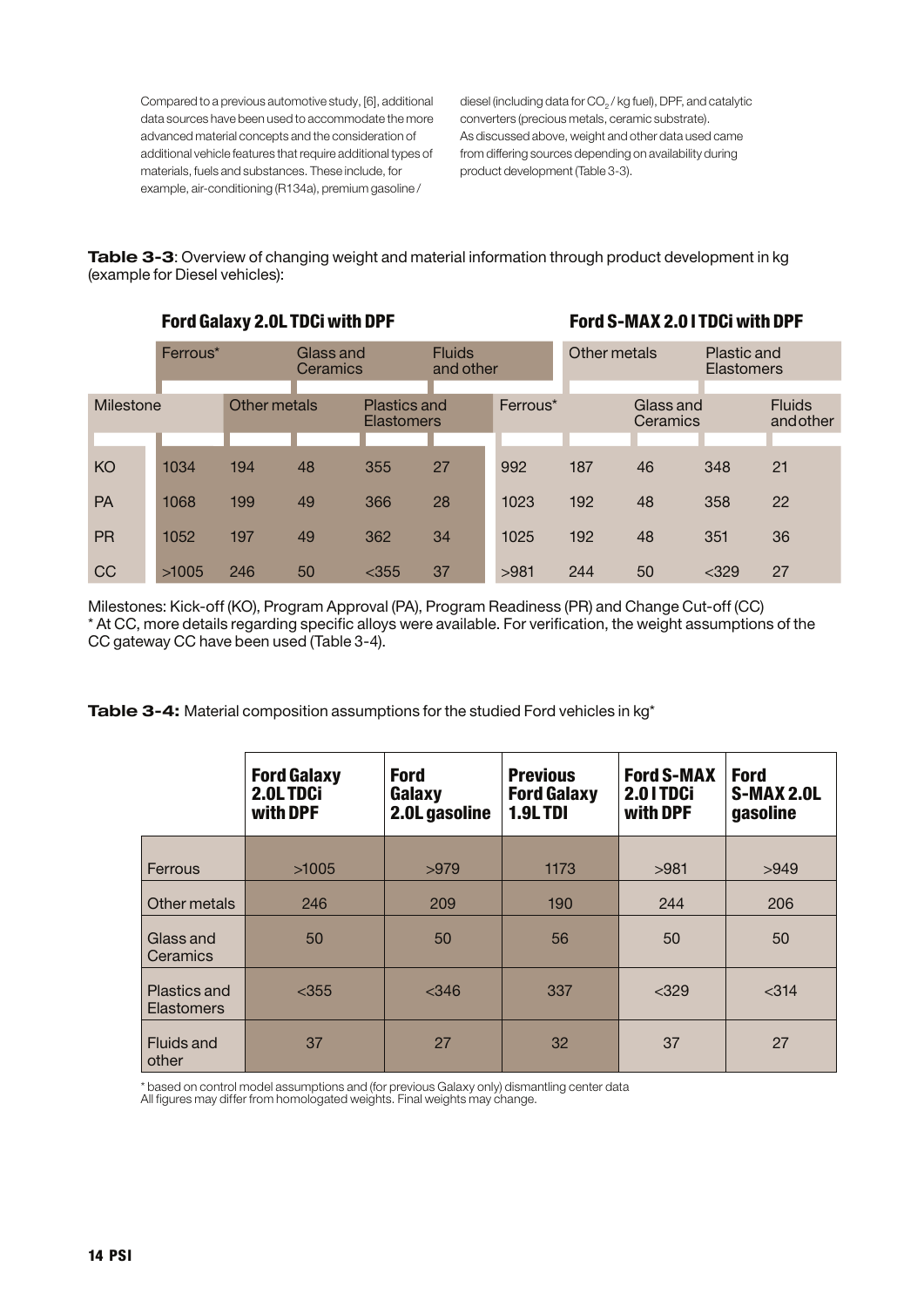Compared to a previous automotive study, [6], additional data sources have been used to accommodate the more advanced material concepts and the consideration of additional vehicle features that require additional types of materials, fuels and substances. These include, for example, air-conditioning (R134a), premium gasoline / diesel (including data for $CO_2$ / kg fuel), DPF, and catalytic converters (precious metals, ceramic substrate). As discussed above, weight and other data used came from differing sources depending on availability during product development (Table 3-3).

**Table 3-3**: Overview of changing weight and material information through product development in kg (example for Diesel vehicles):

| | Ford Galaxy 2.0L TDCi with DPF | | | | | Ford S-MAX 2.0 l TDCi with DPF | | | | |
|---|---|---|---|---|---|---|---|---|---|---|
| Milestone | Ferrous* | Other metals | Glass and Ceramics | Plastics and Elastomers | Fluids and other | Ferrous* | Other metals | Glass and Ceramics | Plastic and Elastomers | Fluids and other |
| KO | 1034 | 194 | 48 | 355 | 27 | 992 | 187 | 46 | 348 | 21 |
| PA | 1068 | 199 | 49 | 366 | 28 | 1023 | 192 | 48 | 358 | 22 |
| PR | 1052 | 197 | 49 | 362 | 34 | 1025 | 192 | 48 | 351 | 36 |
| CC | >1005 | 246 | 50 | <355 | 37 | >981 | 244 | 50 | <329 | 27 |

Milestones: Kick-off (KO), Program Approval (PA), Program Readiness (PR) and Change Cut-off (CC)
* At CC, more details regarding specific alloys were available. For verification, the weight assumptions of the CC gateway CC have been used (Table 3-4).

**Table 3-4:** Material composition assumptions for the studied Ford vehicles in kg*

| | Ford Galaxy 2.0L TDCi with DPF | Ford Galaxy 2.0L gasoline | Previous Ford Galaxy 1.9L TDI | Ford S-MAX 2.0 l TDCi with DPF | Ford S-MAX 2.0L gasoline |
|---|---|---|---|---|---|
| Ferrous | >1005 | >979 | 1173 | >981 | >949 |
| Other metals | 246 | 209 | 190 | 244 | 206 |
| Glass and Ceramics | 50 | 50 | 56 | 50 | 50 |
| Plastics and Elastomers | <355 | <346 | 337 | <329 | <314 |
| Fluids and other | 37 | 27 | 32 | 37 | 27 |

* based on control model assumptions and (for previous Galaxy only) dismantling center data
All figures may differ from homologated weights. Final weights may change.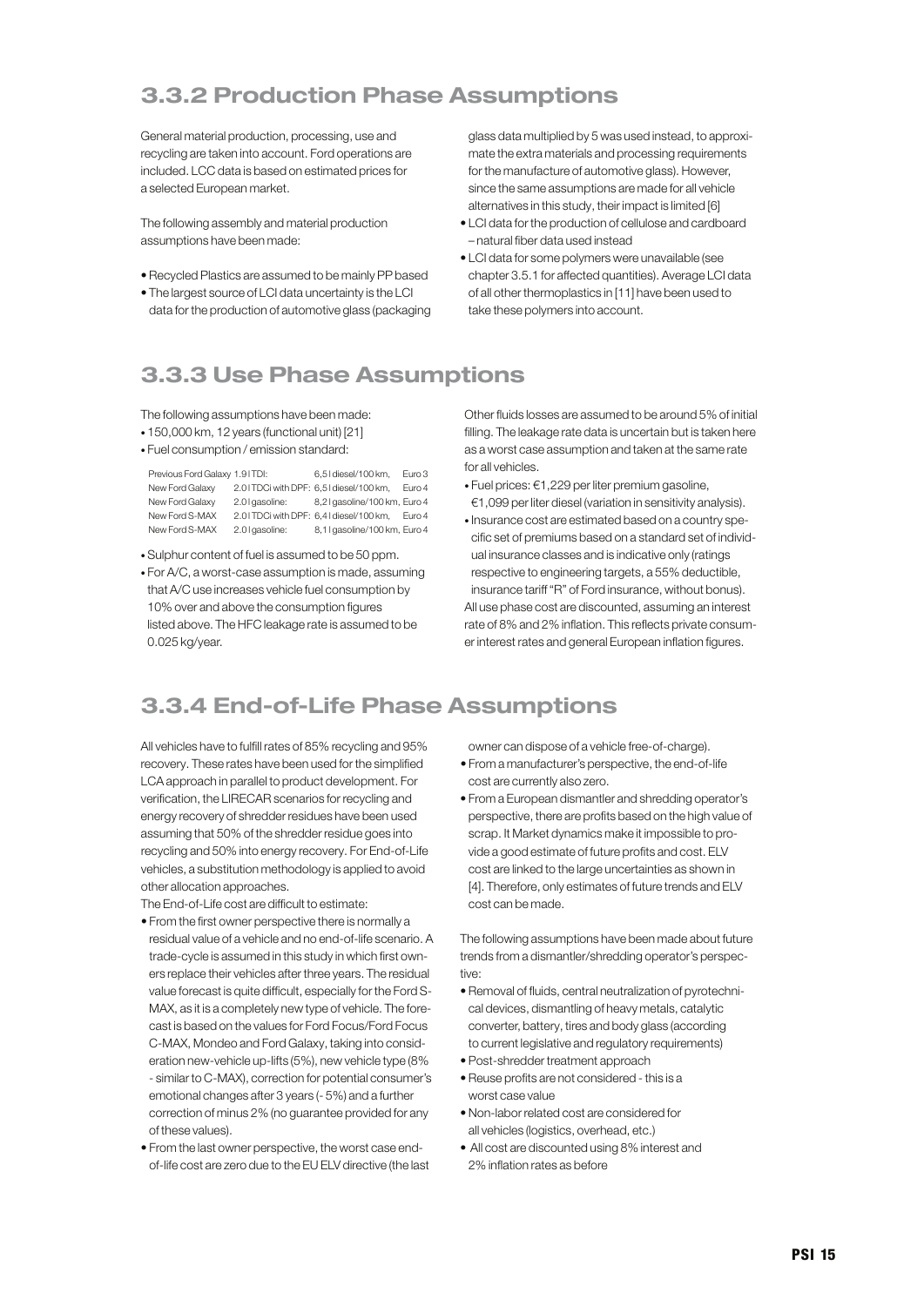## 3.3.2 Production Phase Assumptions

General material production, processing, use and recycling are taken into account. Ford operations are included. LCC data is based on estimated prices for a selected European market.

The following assembly and material production assumptions have been made:

- Recycled Plastics are assumed to be mainly PP based
- The largest source of LCI data uncertainty is the LCI data for the production of automotive glass (packaging glass data multiplied by 5 was used instead, to approximate the extra materials and processing requirements for the manufacture of automotive glass). However, since the same assumptions are made for all vehicle alternatives in this study, their impact is limited [6]
- LCI data for the production of cellulose and cardboard – natural fiber data used instead
- LCI data for some polymers were unavailable (see chapter 3.5.1 for affected quantities). Average LCI data of all other thermoplastics in [11] have been used to take these polymers into account.

## 3.3.3 Use Phase Assumptions

The following assumptions have been made:

- 150,000 km, 12 years (functional unit) [21]
- Fuel consumption / emission standard:

| | | | |
|---|---|---|---|
| Previous Ford Galaxy | 1.9 l TDI: | 6,5 l diesel/100 km, | Euro 3 |
| New Ford Galaxy | 2.0 l TDCi with DPF: | 6,5 l diesel/100 km, | Euro 4 |
| New Ford Galaxy | 2.0 l gasoline: | 8,2 l gasoline/100 km, | Euro 4 |
| New Ford S-MAX | 2.0 l TDCi with DPF: | 6,4 l diesel/100 km, | Euro 4 |
| New Ford S-MAX | 2.0 l gasoline: | 8,1 l gasoline/100 km, | Euro 4 |

- Sulphur content of fuel is assumed to be 50 ppm.
- For A/C, a worst-case assumption is made, assuming that A/C use increases vehicle fuel consumption by 10% over and above the consumption figures listed above. The HFC leakage rate is assumed to be 0.025 kg/year.

Other fluids losses are assumed to be around 5% of initial filling. The leakage rate data is uncertain but is taken here as a worst case assumption and taken at the same rate for all vehicles.

- Fuel prices: €1,229 per liter premium gasoline, €1,099 per liter diesel (variation in sensitivity analysis).
- Insurance cost are estimated based on a country specific set of premiums based on a standard set of individual insurance classes and is indicative only (ratings respective to engineering targets, a 55% deductible, insurance tariff "R" of Ford insurance, without bonus).

All use phase cost are discounted, assuming an interest rate of 8% and 2% inflation. This reflects private consumer interest rates and general European inflation figures.

## 3.3.4 End-of-Life Phase Assumptions

All vehicles have to fulfill rates of 85% recycling and 95% recovery. These rates have been used for the simplified LCA approach in parallel to product development. For verification, the LIRECAR scenarios for recycling and energy recovery of shredder residues have been used assuming that 50% of the shredder residue goes into recycling and 50% into energy recovery. For End-of-Life vehicles, a substitution methodology is applied to avoid other allocation approaches.

The End-of-Life cost are difficult to estimate:

- From the first owner perspective there is normally a residual value of a vehicle and no end-of-life scenario. A trade-cycle is assumed in this study in which first owners replace their vehicles after three years. The residual value forecast is quite difficult, especially for the Ford S-MAX, as it is a completely new type of vehicle. The forecast is based on the values for Ford Focus/Ford Focus C-MAX, Mondeo and Ford Galaxy, taking into consideration new-vehicle up-lifts (5%), new vehicle type (8% - similar to C-MAX), correction for potential consumer's emotional changes after 3 years (- 5%) and a further correction of minus 2% (no guarantee provided for any of these values).
- From the last owner perspective, the worst case end-of-life cost are zero due to the EU ELV directive (the last owner can dispose of a vehicle free-of-charge).
- From a manufacturer's perspective, the end-of-life cost are currently also zero.
- From a European dismantler and shredding operator's perspective, there are profits based on the high value of scrap. It Market dynamics make it impossible to provide a good estimate of future profits and cost. ELV cost are linked to the large uncertainties as shown in [4]. Therefore, only estimates of future trends and ELV cost can be made.

The following assumptions have been made about future trends from a dismantler/shredding operator's perspective:

- Removal of fluids, central neutralization of pyrotechnical devices, dismantling of heavy metals, catalytic converter, battery, tires and body glass (according to current legislative and regulatory requirements)
- Post-shredder treatment approach
- Reuse profits are not considered - this is a worst case value
- Non-labor related cost are considered for all vehicles (logistics, overhead, etc.)
- All cost are discounted using 8% interest and 2% inflation rates as before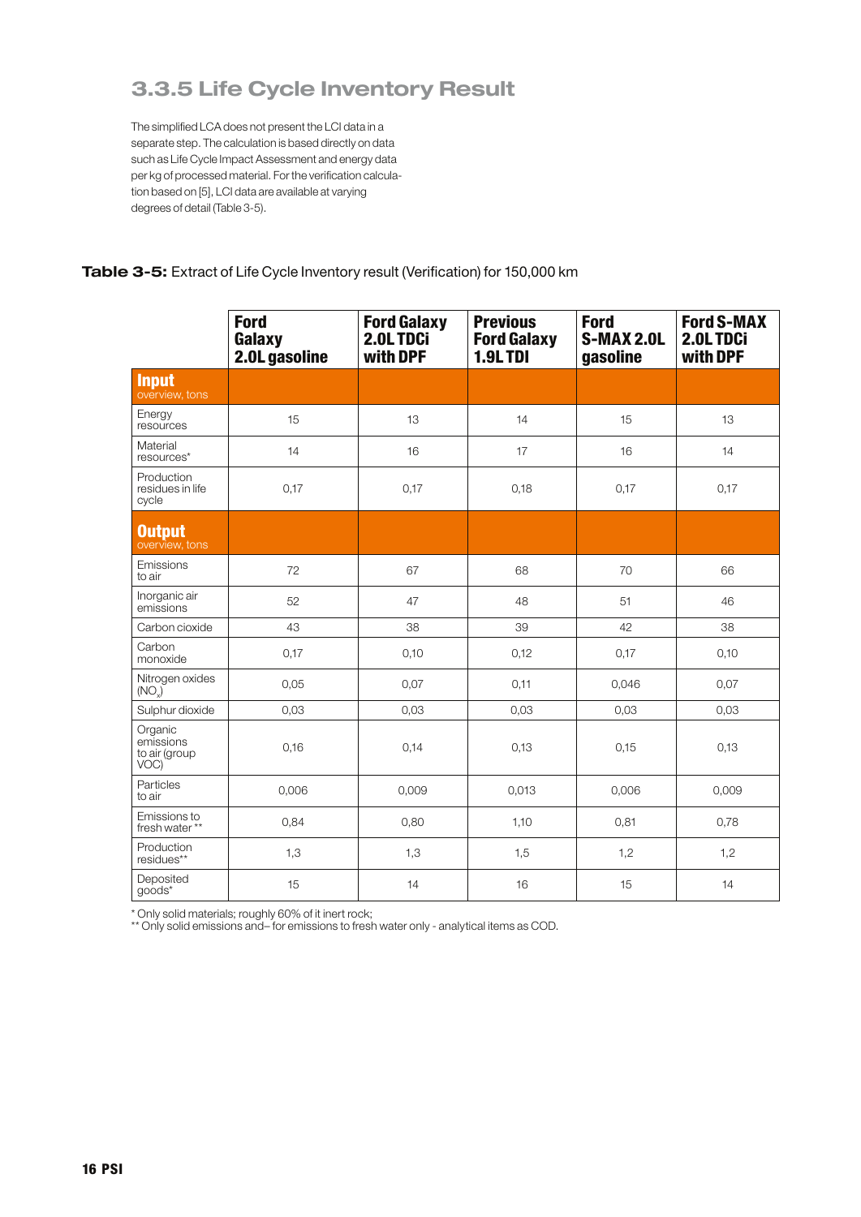### 3.3.5 Life Cycle Inventory Result

The simplified LCA does not present the LCI data in a separate step. The calculation is based directly on data such as Life Cycle Impact Assessment and energy data per kg of processed material. For the verification calculation based on [5], LCI data are available at varying degrees of detail (Table 3-5).

**Table 3-5:** Extract of Life Cycle Inventory result (Verification) for 150,000 km

| | Ford Galaxy 2.0L gasoline | Ford Galaxy 2.0L TDCi with DPF | Previous Ford Galaxy 1.9L TDI | Ford S-MAX 2.0L gasoline | Ford S-MAX 2.0L TDCi with DPF |
|---|---|---|---|---|---|
| **Input** overview, tons | | | | | |
| Energy resources | 15 | 13 | 14 | 15 | 13 |
| Material resources* | 14 | 16 | 17 | 16 | 14 |
| Production residues in life cycle | 0,17 | 0,17 | 0,18 | 0,17 | 0,17 |
| **Output** overview, tons | | | | | |
| Emissions to air | 72 | 67 | 68 | 70 | 66 |
| Inorganic air emissions | 52 | 47 | 48 | 51 | 46 |
| Carbon cioxide | 43 | 38 | 39 | 42 | 38 |
| Carbon monoxide | 0,17 | 0,10 | 0,12 | 0,17 | 0,10 |
| Nitrogen oxides ($NO_x$) | 0,05 | 0,07 | 0,11 | 0,046 | 0,07 |
| Sulphur dioxide | 0,03 | 0,03 | 0,03 | 0,03 | 0,03 |
| Organic emissions to air (group VOC) | 0,16 | 0,14 | 0,13 | 0,15 | 0,13 |
| Particles to air | 0,006 | 0,009 | 0,013 | 0,006 | 0,009 |
| Emissions to fresh water ** | 0,84 | 0,80 | 1,10 | 0,81 | 0,78 |
| Production residues** | 1,3 | 1,3 | 1,5 | 1,2 | 1,2 |
| Deposited goods* | 15 | 14 | 16 | 15 | 14 |

\* Only solid materials; roughly 60% of it inert rock;
** Only solid emissions and– for emissions to fresh water only - analytical items as COD.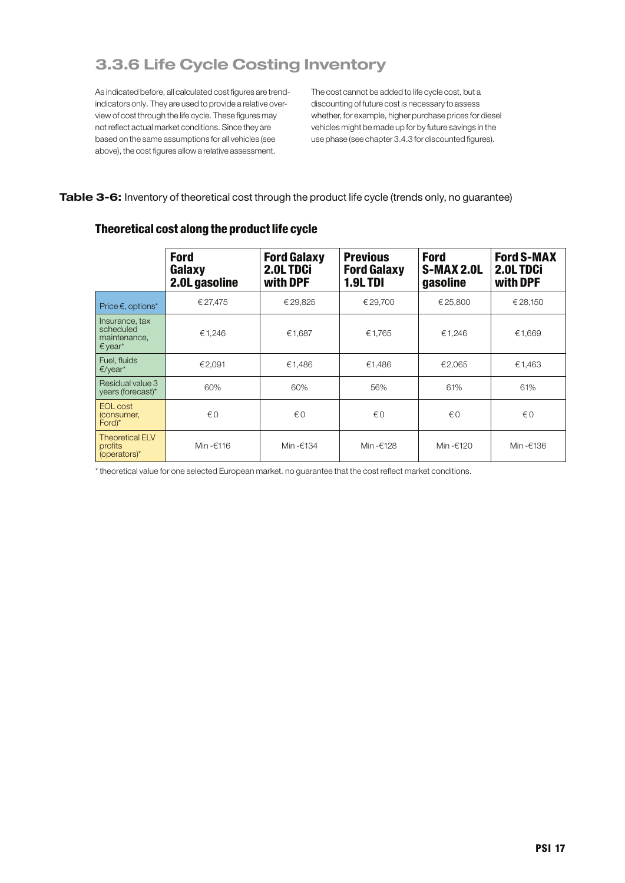### 3.3.6 Life Cycle Costing Inventory

As indicated before, all calculated cost figures are trend-indicators only. They are used to provide a relative overview of cost through the life cycle. These figures may not reflect actual market conditions. Since they are based on the same assumptions for all vehicles (see above), the cost figures allow a relative assessment.

The cost cannot be added to life cycle cost, but a discounting of future cost is necessary to assess whether, for example, higher purchase prices for diesel vehicles might be made up for by future savings in the use phase (see chapter 3.4.3 for discounted figures).

**Table 3-6:** Inventory of theoretical cost through the product life cycle (trends only, no guarantee)

**Theoretical cost along the product life cycle**

| | Ford Galaxy 2.0L gasoline | Ford Galaxy 2.0L TDCi with DPF | Previous Ford Galaxy 1.9L TDI | Ford S-MAX 2.0L gasoline | Ford S-MAX 2.0L TDCi with DPF |
|---|---|---|---|---|---|
| Price €, options* | € 27,475 | € 29,825 | € 29,700 | € 25,800 | € 28,150 |
| Insurance, tax scheduled maintenance, € year* | € 1,246 | € 1,687 | € 1,765 | € 1,246 | € 1,669 |
| Fuel, fluids €/year* | €2,091 | €1,486 | €1,486 | €2,065 | €1,463 |
| Residual value 3 years (forecast)* | 60% | 60% | 56% | 61% | 61% |
| EOL cost (consumer, Ford)* | € 0 | € 0 | € 0 | € 0 | € 0 |
| Theoretical ELV profits (operators)* | Min -€116 | Min -€134 | Min -€128 | Min -€120 | Min -€136 |

* theoretical value for one selected European market. no guarantee that the cost reflect market conditions.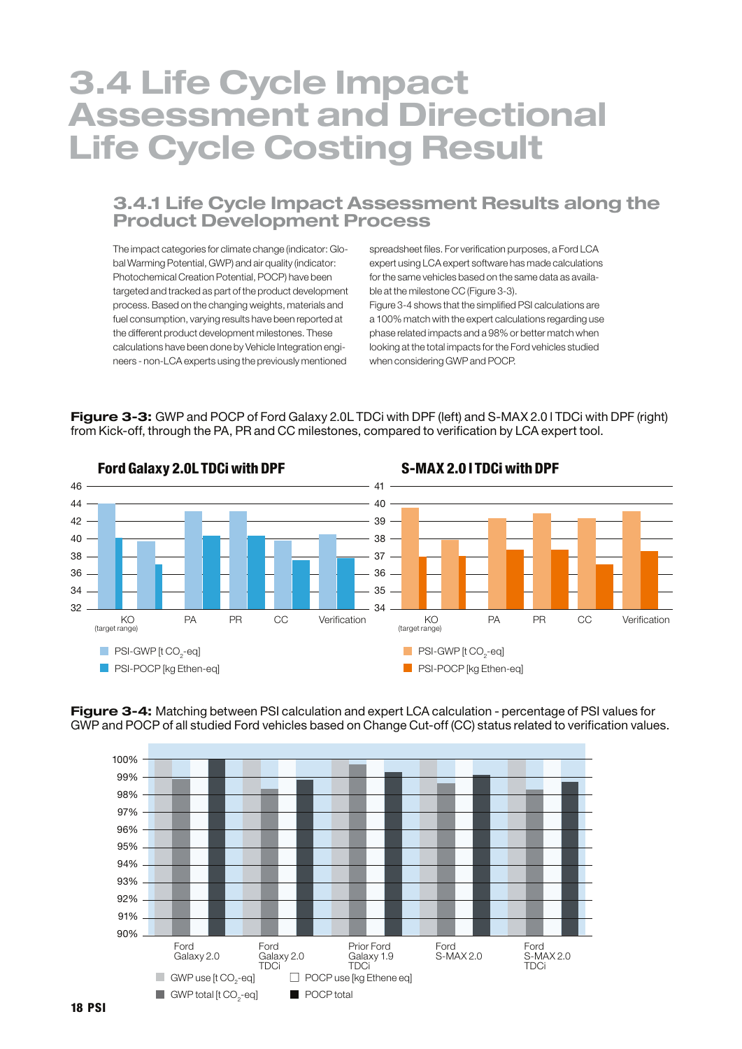# 3.4 Life Cycle Impact Assessment and Directional Life Cycle Costing Result

## 3.4.1 Life Cycle Impact Assessment Results along the Product Development Process

The impact categories for climate change (indicator: Global Warming Potential, GWP) and air quality (indicator: Photochemical Creation Potential, POCP) have been targeted and tracked as part of the product development process. Based on the changing weights, materials and fuel consumption, varying results have been reported at the different product development milestones. These calculations have been done by Vehicle Integration engineers - non-LCA experts using the previously mentioned spreadsheet files. For verification purposes, a Ford LCA expert using LCA expert software has made calculations for the same vehicles based on the same data as available at the milestone CC (Figure 3-3).

Figure 3-4 shows that the simplified PSI calculations are a 100% match with the expert calculations regarding use phase related impacts and a 98% or better match when looking at the total impacts for the Ford vehicles studied when considering GWP and POCP.

**Figure 3-3:** GWP and POCP of Ford Galaxy 2.0L TDCi with DPF (left) and S-MAX 2.0 l TDCi with DPF (right) from Kick-off, through the PA, PR and CC milestones, compared to verification by LCA expert tool.

**Figure 3-4:** Matching between PSI calculation and expert LCA calculation - percentage of PSI values for GWP and POCP of all studied Ford vehicles based on Change Cut-off (CC) status related to verification values.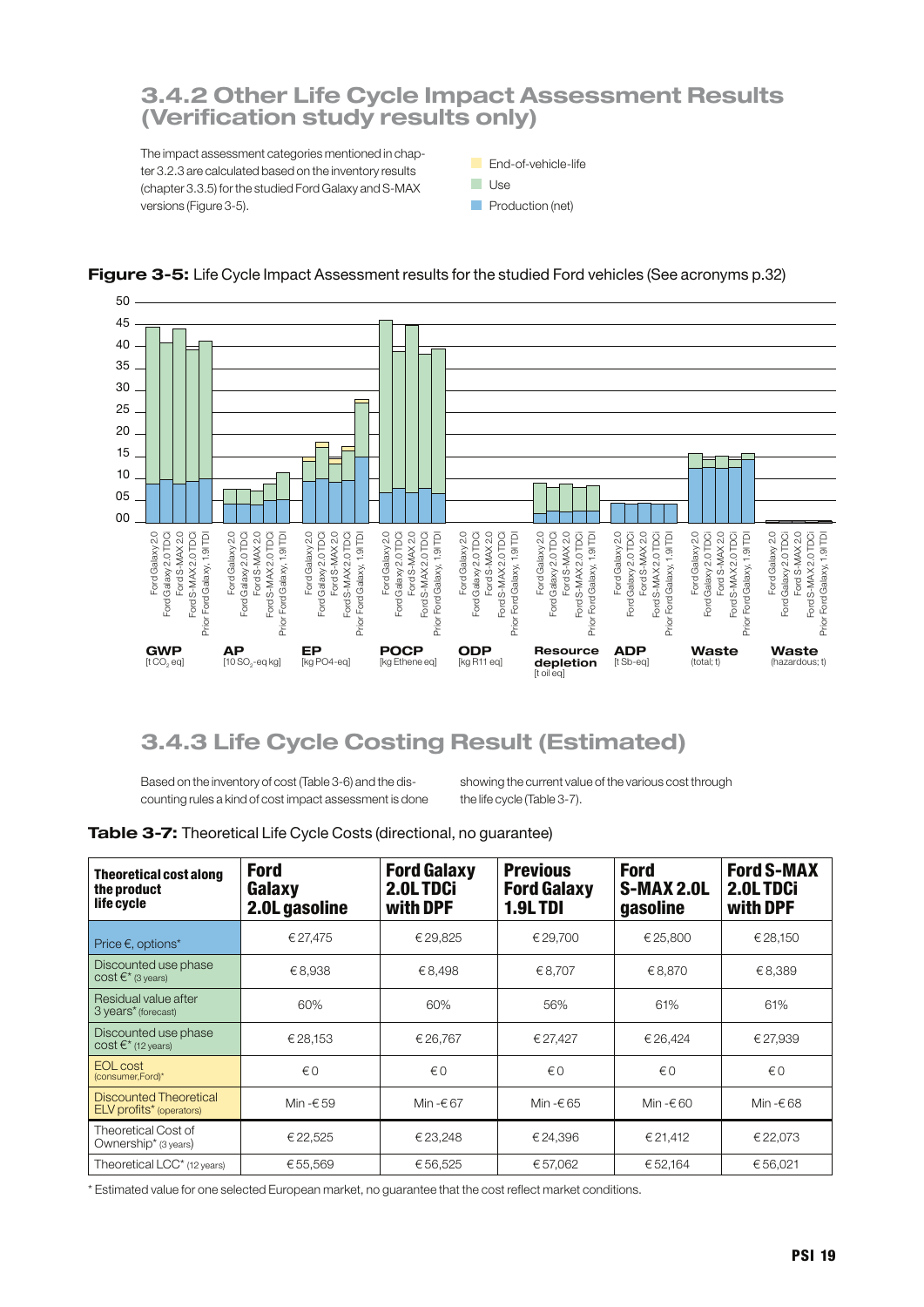## 3.4.2 Other Life Cycle Impact Assessment Results (Verification study results only)

The impact assessment categories mentioned in chapter 3.2.3 are calculated based on the inventory results (chapter 3.3.5) for the studied Ford Galaxy and S-MAX versions (Figure 3-5).

**Figure 3-5:** Life Cycle Impact Assessment results for the studied Ford vehicles (See acronyms p.32)

## 3.4.3 Life Cycle Costing Result (Estimated)

Based on the inventory of cost (Table 3-6) and the discounting rules a kind of cost impact assessment is done showing the current value of the various cost through the life cycle (Table 3-7).

**Table 3-7:** Theoretical Life Cycle Costs (directional, no guarantee)

| Theoretical cost along the product life cycle | Ford Galaxy 2.0L gasoline | Ford Galaxy 2.0L TDCi with DPF | Previous Ford Galaxy 1.9L TDI | Ford S-MAX 2.0L gasoline | Ford S-MAX 2.0L TDCi with DPF |
|---|---|---|---|---|---|
| Price €, options* | € 27,475 | € 29,825 | € 29,700 | € 25,800 | € 28,150 |
| Discounted use phase cost €* (3 years) | € 8,938 | € 8,498 | € 8,707 | € 8,870 | € 8,389 |
| Residual value after 3 years* (forecast) | 60% | 60% | 56% | 61% | 61% |
| Discounted use phase cost €* (12 years) | € 28,153 | € 26,767 | € 27,427 | € 26,424 | € 27,939 |
| EOL cost (consumer,Ford)* | € 0 | € 0 | € 0 | € 0 | € 0 |
| Discounted Theoretical ELV profits* (operators) | Min -€ 59 | Min -€ 67 | Min -€ 65 | Min -€ 60 | Min -€ 68 |
| Theoretical Cost of Ownership* (3 years) | € 22,525 | € 23,248 | € 24,396 | € 21,412 | € 22,073 |
| Theoretical LCC* (12 years) | € 55,569 | € 56,525 | € 57,062 | € 52,164 | € 56,021 |

\* Estimated value for one selected European market, no guarantee that the cost reflect market conditions.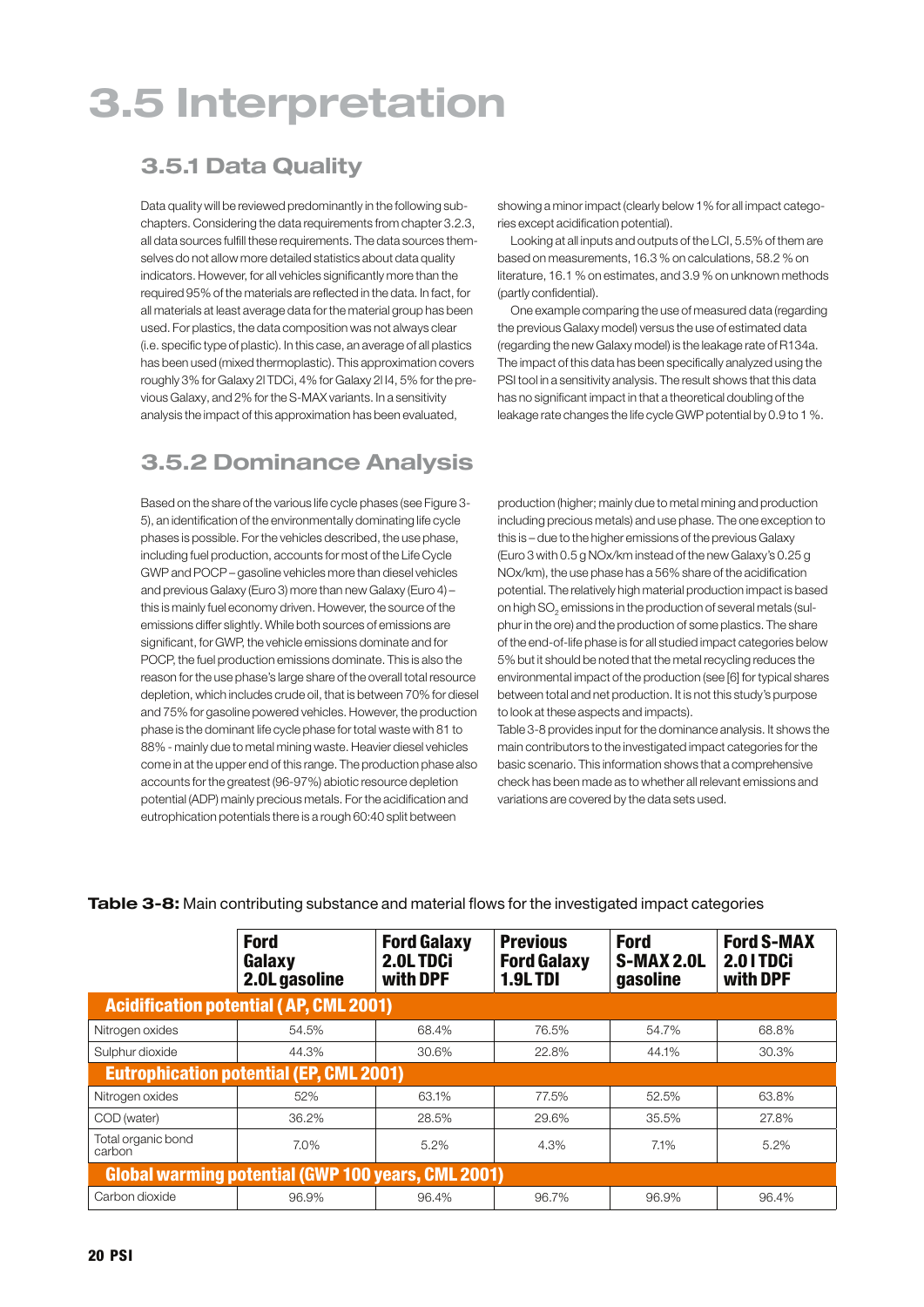# 3.5 Interpretation

## 3.5.1 Data Quality

Data quality will be reviewed predominantly in the following sub-chapters. Considering the data requirements from chapter 3.2.3, all data sources fulfill these requirements. The data sources themselves do not allow more detailed statistics about data quality indicators. However, for all vehicles significantly more than the required 95% of the materials are reflected in the data. In fact, for all materials at least average data for the material group has been used. For plastics, the data composition was not always clear (i.e. specific type of plastic). In this case, an average of all plastics has been used (mixed thermoplastic). This approximation covers roughly 3% for Galaxy 2l TDCi, 4% for Galaxy 2l I4, 5% for the previous Galaxy, and 2% for the S-MAX variants. In a sensitivity analysis the impact of this approximation has been evaluated, showing a minor impact (clearly below 1% for all impact categories except acidification potential).

Looking at all inputs and outputs of the LCI, 5.5% of them are based on measurements, 16.3 % on calculations, 58.2 % on literature, 16.1 % on estimates, and 3.9 % on unknown methods (partly confidential).

One example comparing the use of measured data (regarding the previous Galaxy model) versus the use of estimated data (regarding the new Galaxy model) is the leakage rate of R134a. The impact of this data has been specifically analyzed using the PSI tool in a sensitivity analysis. The result shows that this data has no significant impact in that a theoretical doubling of the leakage rate changes the life cycle GWP potential by 0.9 to 1 %.

## 3.5.2 Dominance Analysis

Based on the share of the various life cycle phases (see Figure 3-5), an identification of the environmentally dominating life cycle phases is possible. For the vehicles described, the use phase, including fuel production, accounts for most of the Life Cycle GWP and POCP – gasoline vehicles more than diesel vehicles and previous Galaxy (Euro 3) more than new Galaxy (Euro 4) – this is mainly fuel economy driven. However, the source of the emissions differ slightly. While both sources of emissions are significant, for GWP, the vehicle emissions dominate and for POCP, the fuel production emissions dominate. This is also the reason for the use phase's large share of the overall total resource depletion, which includes crude oil, that is between 70% for diesel and 75% for gasoline powered vehicles. However, the production phase is the dominant life cycle phase for total waste with 81 to 88% - mainly due to metal mining waste. Heavier diesel vehicles come in at the upper end of this range. The production phase also accounts for the greatest (96-97%) abiotic resource depletion potential (ADP) mainly precious metals. For the acidification and eutrophication potentials there is a rough 60:40 split between production (higher; mainly due to metal mining and production including precious metals) and use phase. The one exception to this is – due to the higher emissions of the previous Galaxy (Euro 3 with 0.5 g NOx/km instead of the new Galaxy's 0.25 g NOx/km), the use phase has a 56% share of the acidification potential. The relatively high material production impact is based on high $SO_2$ emissions in the production of several metals (sulphur in the ore) and the production of some plastics. The share of the end-of-life phase is for all studied impact categories below 5% but it should be noted that the metal recycling reduces the environmental impact of the production (see [6] for typical shares between total and net production. It is not this study's purpose to look at these aspects and impacts).

Table 3-8 provides input for the dominance analysis. It shows the main contributors to the investigated impact categories for the basic scenario. This information shows that a comprehensive check has been made as to whether all relevant emissions and variations are covered by the data sets used.

**Table 3-8:** Main contributing substance and material flows for the investigated impact categories

| | Ford Galaxy 2.0L gasoline | Ford Galaxy 2.0L TDCi with DPF | Previous Ford Galaxy 1.9L TDI | Ford S-MAX 2.0L gasoline | Ford S-MAX 2.0 l TDCi with DPF |
|---|---|---|---|---|---|
| **Acidification potential (AP, CML 2001)** | | | | | |
| Nitrogen oxides | 54.5% | 68.4% | 76.5% | 54.7% | 68.8% |
| Sulphur dioxide | 44.3% | 30.6% | 22.8% | 44.1% | 30.3% |
| **Eutrophication potential (EP, CML 2001)** | | | | | |
| Nitrogen oxides | 52% | 63.1% | 77.5% | 52.5% | 63.8% |
| COD (water) | 36.2% | 28.5% | 29.6% | 35.5% | 27.8% |
| Total organic bond carbon | 7.0% | 5.2% | 4.3% | 7.1% | 5.2% |
| **Global warming potential (GWP 100 years, CML 2001)** | | | | | |
| Carbon dioxide | 96.9% | 96.4% | 96.7% | 96.9% | 96.4% |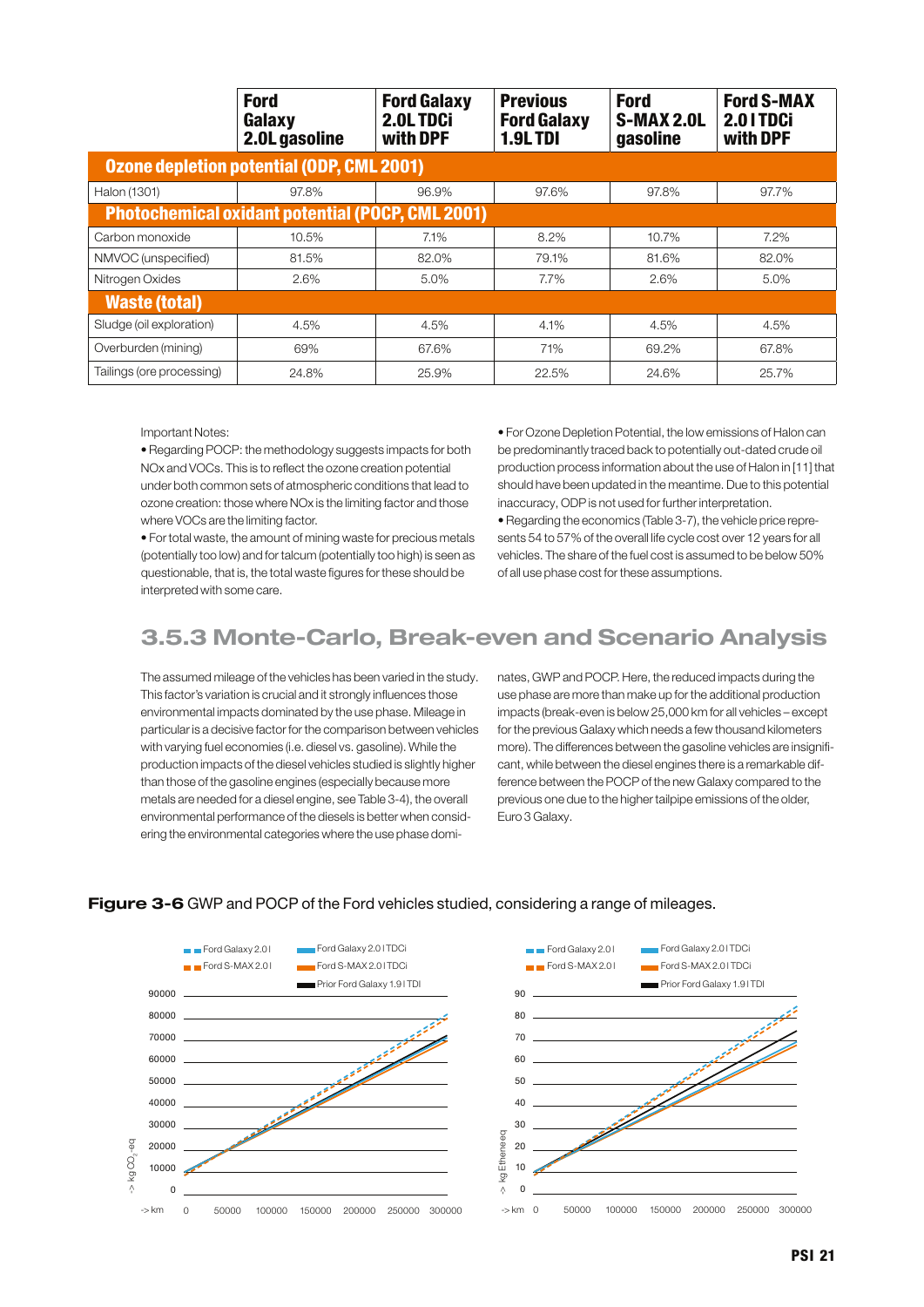| | Ford Galaxy 2.0L gasoline | Ford Galaxy 2.0L TDCi with DPF | Previous Ford Galaxy 1.9L TDI | Ford S-MAX 2.0L gasoline | Ford S-MAX 2.0 l TDCi with DPF |
|---|---|---|---|---|---|
| **Ozone depletion potential (ODP, CML 2001)** | | | | | |
| Halon (1301) | 97.8% | 96.9% | 97.6% | 97.8% | 97.7% |
| **Photochemical oxidant potential (POCP, CML 2001)** | | | | | |
| Carbon monoxide | 10.5% | 7.1% | 8.2% | 10.7% | 7.2% |
| NMVOC (unspecified) | 81.5% | 82.0% | 79.1% | 81.6% | 82.0% |
| Nitrogen Oxides | 2.6% | 5.0% | 7.7% | 2.6% | 5.0% |
| **Waste (total)** | | | | | |
| Sludge (oil exploration) | 4.5% | 4.5% | 4.1% | 4.5% | 4.5% |
| Overburden (mining) | 69% | 67.6% | 71% | 69.2% | 67.8% |
| Tailings (ore processing) | 24.8% | 25.9% | 22.5% | 24.6% | 25.7% |

Important Notes:

- Regarding POCP: the methodology suggests impacts for both NOx and VOCs. This is to reflect the ozone creation potential under both common sets of atmospheric conditions that lead to ozone creation: those where NOx is the limiting factor and those where VOCs are the limiting factor.
- For total waste, the amount of mining waste for precious metals (potentially too low) and for talcum (potentially too high) is seen as questionable, that is, the total waste figures for these should be interpreted with some care.
- For Ozone Depletion Potential, the low emissions of Halon can be predominantly traced back to potentially out-dated crude oil production process information about the use of Halon in [11] that should have been updated in the meantime. Due to this potential inaccuracy, ODP is not used for further interpretation.
- Regarding the economics (Table 3-7), the vehicle price represents 54 to 57% of the overall life cycle cost over 12 years for all vehicles. The share of the fuel cost is assumed to be below 50% of all use phase cost for these assumptions.

## 3.5.3 Monte-Carlo, Break-even and Scenario Analysis

The assumed mileage of the vehicles has been varied in the study. This factor's variation is crucial and it strongly influences those environmental impacts dominated by the use phase. Mileage in particular is a decisive factor for the comparison between vehicles with varying fuel economies (i.e. diesel vs. gasoline). While the production impacts of the diesel vehicles studied is slightly higher than those of the gasoline engines (especially because more metals are needed for a diesel engine, see Table 3-4), the overall environmental performance of the diesels is better when considering the environmental categories where the use phase dominates, GWP and POCP. Here, the reduced impacts during the use phase are more than make up for the additional production impacts (break-even is below 25,000 km for all vehicles – except for the previous Galaxy which needs a few thousand kilometers more). The differences between the gasoline vehicles are insignificant, while between the diesel engines there is a remarkable difference between the POCP of the new Galaxy compared to the previous one due to the higher tailpipe emissions of the older, Euro 3 Galaxy.

**Figure 3-6** GWP and POCP of the Ford vehicles studied, considering a range of mileages.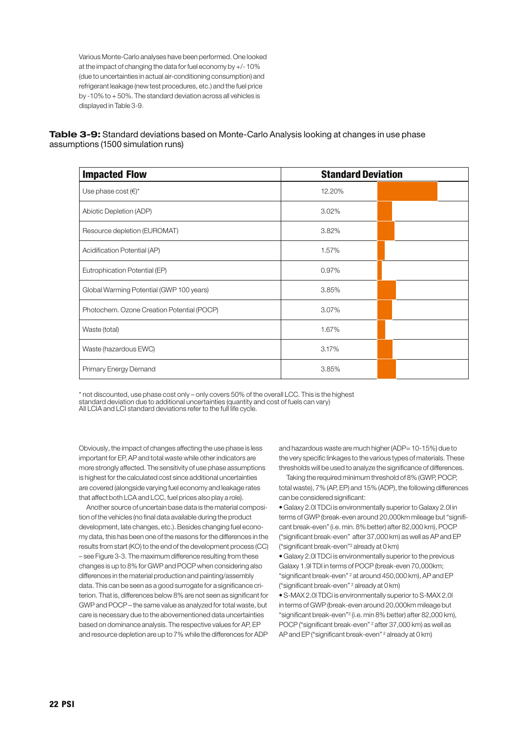Various Monte-Carlo analyses have been performed. One looked at the impact of changing the data for fuel economy by +/- 10% (due to uncertainties in actual air-conditioning consumption) and refrigerant leakage (new test procedures, etc.) and the fuel price by -10% to + 50%. The standard deviation across all vehicles is displayed in Table 3-9.

**Table 3-9:** Standard deviations based on Monte-Carlo Analysis looking at changes in use phase assumptions (1500 simulation runs)

| Impacted Flow | Standard Deviation |
|---|---|
| Use phase cost (€)* | 12.20% |
| Abiotic Depletion (ADP) | 3.02% |
| Resource depletion (EUROMAT) | 3.82% |
| Acidification Potential (AP) | 1.57% |
| Eutrophication Potential (EP) | 0.97% |
| Global Warming Potential (GWP 100 years) | 3.85% |
| Photochem. Ozone Creation Potential (POCP) | 3.07% |
| Waste (total) | 1.67% |
| Waste (hazardous EWC) | 3.17% |
| Primary Energy Demand | 3.85% |

\* not discounted, use phase cost only – only covers 50% of the overall LCC. This is the highest standard deviation due to additional uncertainties (quantity and cost of fuels can vary)
All LCIA and LCI standard deviations refer to the full life cycle.

Obviously, the impact of changes affecting the use phase is less important for EP, AP and total waste while other indicators are more strongly affected. The sensitivity of use phase assumptions is highest for the calculated cost since additional uncertainties are covered (alongside varying fuel economy and leakage rates that affect both LCA and LCC, fuel prices also play a role).

Another source of uncertain base data is the material composition of the vehicles (no final data available during the product development, late changes, etc.). Besides changing fuel economy data, this has been one of the reasons for the differences in the results from start (KO) to the end of the development process (CC) – see Figure 3-3. The maximum difference resulting from these changes is up to 8% for GWP and POCP when considering also differences in the material production and painting/assembly data. This can be seen as a good surrogate for a significance criterion. That is, differences below 8% are not seen as significant for GWP and POCP – the same value as analyzed for total waste, but care is necessary due to the abovementioned data uncertainties based on dominance analysis. The respective values for AP, EP and resource depletion are up to 7% while the differences for ADP and hazardous waste are much higher (ADP= 10-15%) due to the very specific linkages to the various types of materials. These thresholds will be used to analyze the significance of differences.

Taking the required minimum threshold of 8% (GWP, POCP, total waste), 7% (AP, EP) and 15% (ADP), the following differences can be considered significant:

- Galaxy 2.0l TDCi is environmentally superior to Galaxy 2.0l in terms of GWP (break-even around 20,000km mileage but "significant break-even" (i.e. min. 8% better) after 82,000 km), POCP ("significant break-even" after 37,000 km) as well as AP and EP ("significant break-even"[2] already at 0 km)
- Galaxy 2.0l TDCi is environmentally superior to the previous Galaxy 1.9l TDI in terms of POCP (break-even 70,000km; "significant break-even" [2] at around 450,000 km), AP and EP ("significant break-even" [2] already at 0 km)
- S-MAX 2.0l TDCi is environmentally superior to S-MAX 2.0l in terms of GWP (break-even around 20,000km mileage but "significant break-even"[2] (i.e. min 8% better) after 82,000 km), POCP ("significant break-even" [2] after 37,000 km) as well as AP and EP ("significant break-even" [2] already at 0 km)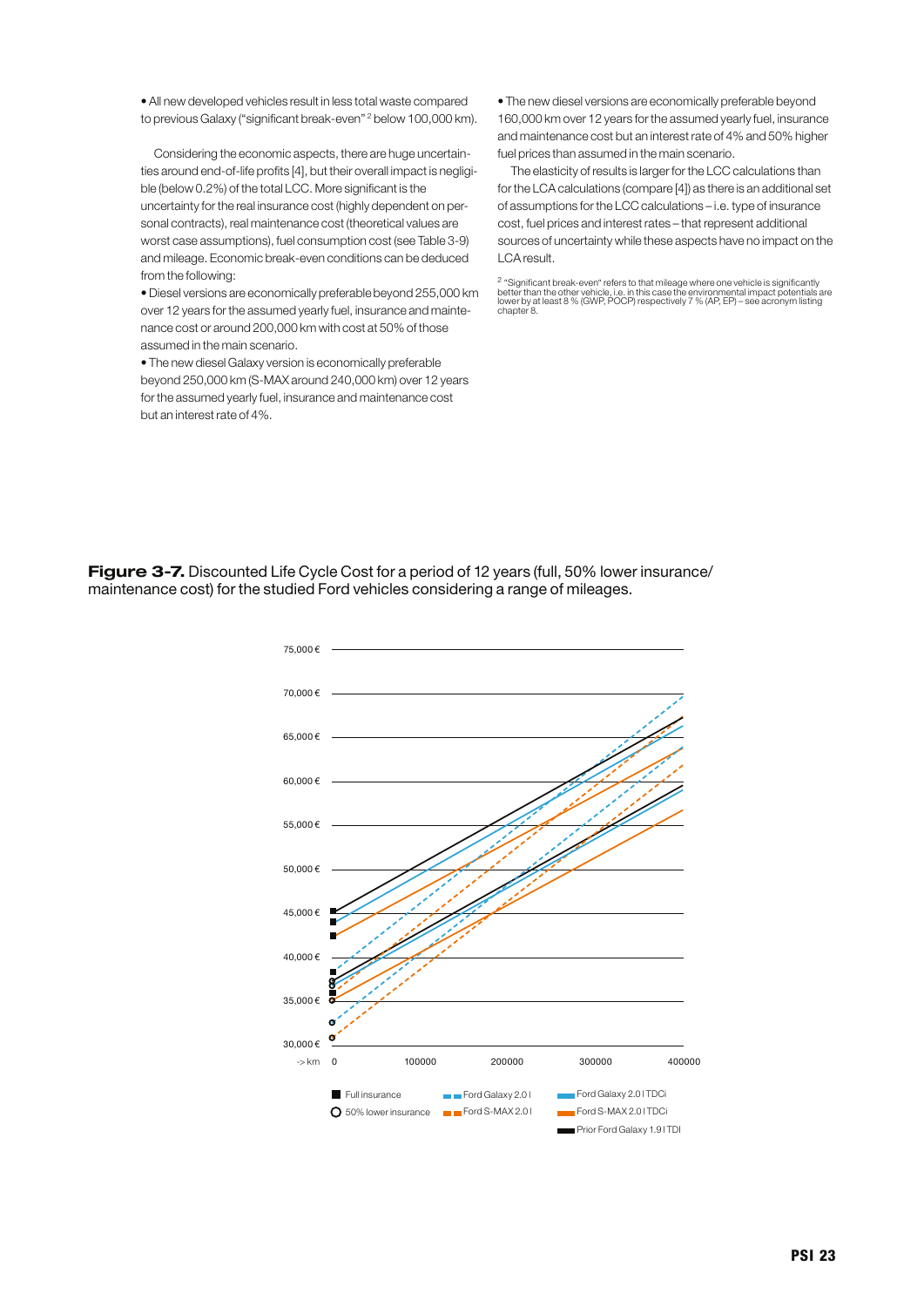• All new developed vehicles result in less total waste compared to previous Galaxy ("significant break-even" [2] below 100,000 km).

Considering the economic aspects, there are huge uncertainties around end-of-life profits [4], but their overall impact is negligible (below 0.2%) of the total LCC. More significant is the uncertainty for the real insurance cost (highly dependent on personal contracts), real maintenance cost (theoretical values are worst case assumptions), fuel consumption cost (see Table 3-9) and mileage. Economic break-even conditions can be deduced from the following:

• Diesel versions are economically preferable beyond 255,000 km over 12 years for the assumed yearly fuel, insurance and maintenance cost or around 200,000 km with cost at 50% of those assumed in the main scenario.

• The new diesel Galaxy version is economically preferable beyond 250,000 km (S-MAX around 240,000 km) over 12 years for the assumed yearly fuel, insurance and maintenance cost but an interest rate of 4%.

• The new diesel versions are economically preferable beyond 160,000 km over 12 years for the assumed yearly fuel, insurance and maintenance cost but an interest rate of 4% and 50% higher fuel prices than assumed in the main scenario.

The elasticity of results is larger for the LCC calculations than for the LCA calculations (compare [4]) as there is an additional set of assumptions for the LCC calculations – i.e. type of insurance cost, fuel prices and interest rates – that represent additional sources of uncertainty while these aspects have no impact on the LCA result.

[2] "Significant break-even" refers to that mileage where one vehicle is significantly better than the other vehicle, i.e. in this case the environmental impact potentials are lower by at least 8 % (GWP, POCP) respectively 7 % (AP, EP) – see acronym listing chapter 8.

**Figure 3-7.** Discounted Life Cycle Cost for a period of 12 years (full, 50% lower insurance/ maintenance cost) for the studied Ford vehicles considering a range of mileages.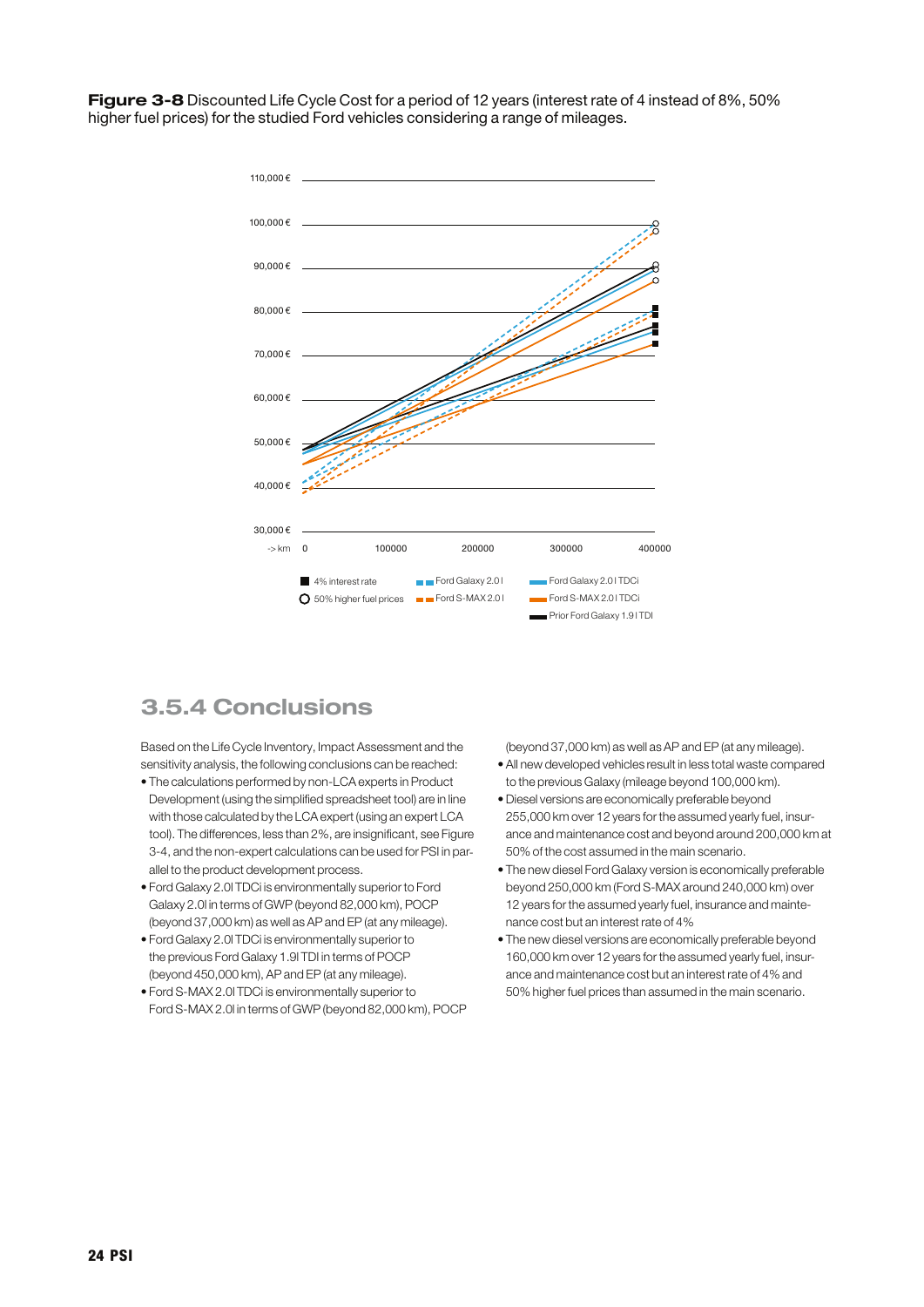**Figure 3-8** Discounted Life Cycle Cost for a period of 12 years (interest rate of 4 instead of 8%, 50% higher fuel prices) for the studied Ford vehicles considering a range of mileages.

## 3.5.4 Conclusions

Based on the Life Cycle Inventory, Impact Assessment and the sensitivity analysis, the following conclusions can be reached:

- The calculations performed by non-LCA experts in Product Development (using the simplified spreadsheet tool) are in line with those calculated by the LCA expert (using an expert LCA tool). The differences, less than 2%, are insignificant, see Figure 3-4, and the non-expert calculations can be used for PSI in parallel to the product development process.
- Ford Galaxy 2.0l TDCi is environmentally superior to Ford Galaxy 2.0l in terms of GWP (beyond 82,000 km), POCP (beyond 37,000 km) as well as AP and EP (at any mileage).
- Ford Galaxy 2.0l TDCi is environmentally superior to the previous Ford Galaxy 1.9l TDI in terms of POCP (beyond 450,000 km), AP and EP (at any mileage).
- Ford S-MAX 2.0l TDCi is environmentally superior to Ford S-MAX 2.0l in terms of GWP (beyond 82,000 km), POCP (beyond 37,000 km) as well as AP and EP (at any mileage).
- All new developed vehicles result in less total waste compared to the previous Galaxy (mileage beyond 100,000 km).
- Diesel versions are economically preferable beyond 255,000 km over 12 years for the assumed yearly fuel, insurance and maintenance cost and beyond around 200,000 km at 50% of the cost assumed in the main scenario.
- The new diesel Ford Galaxy version is economically preferable beyond 250,000 km (Ford S-MAX around 240,000 km) over 12 years for the assumed yearly fuel, insurance and maintenance cost but an interest rate of 4%
- The new diesel versions are economically preferable beyond 160,000 km over 12 years for the assumed yearly fuel, insurance and maintenance cost but an interest rate of 4% and 50% higher fuel prices than assumed in the main scenario.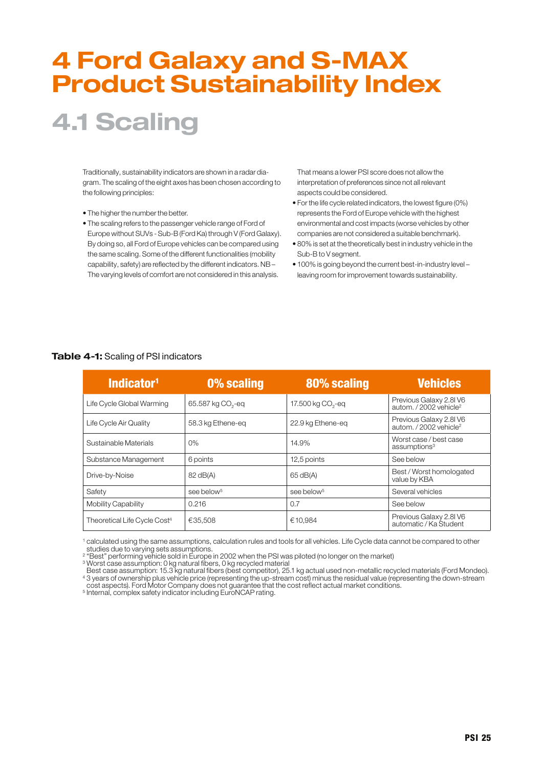# 4 Ford Galaxy and S-MAX Product Sustainability Index

## 4.1 Scaling

Traditionally, sustainability indicators are shown in a radar diagram. The scaling of the eight axes has been chosen according to the following principles:

- The higher the number the better.
- The scaling refers to the passenger vehicle range of Ford of Europe without SUVs - Sub-B (Ford Ka) through V (Ford Galaxy). By doing so, all Ford of Europe vehicles can be compared using the same scaling. Some of the different functionalities (mobility capability, safety) are reflected by the different indicators. NB – The varying levels of comfort are not considered in this analysis. That means a lower PSI score does not allow the interpretation of preferences since not all relevant aspects could be considered.
- For the life cycle related indicators, the lowest figure (0%) represents the Ford of Europe vehicle with the highest environmental and cost impacts (worse vehicles by other companies are not considered a suitable benchmark).
- 80% is set at the theoretically best in industry vehicle in the Sub-B to V segment.
- 100% is going beyond the current best-in-industry level – leaving room for improvement towards sustainability.

**Table 4-1:** Scaling of PSI indicators

| Indicator[1] | 0% scaling | 80% scaling | Vehicles |
|---|---|---|---|
| Life Cycle Global Warming | 65.587 kg $CO_2$-eq | 17.500 kg $CO_2$-eq | Previous Galaxy 2.8l V6 autom. / 2002 vehicle[2] |
| Life Cycle Air Quality | 58.3 kg Ethene-eq | 22.9 kg Ethene-eq | Previous Galaxy 2.8l V6 autom. / 2002 vehicle[2] |
| Sustainable Materials | 0% | 14.9% | Worst case / best case assumptions[3] |
| Substance Management | 6 points | 12,5 points | See below |
| Drive-by-Noise | 82 dB(A) | 65 dB(A) | Best / Worst homologated value by KBA |
| Safety | see below[5] | see below[5] | Several vehicles |
| Mobility Capability | 0.216 | 0.7 | See below |
| Theoretical Life Cycle Cost[4] | €35,508 | €10,984 | Previous Galaxy 2.8l V6 automatic / Ka Student |

[1] calculated using the same assumptions, calculation rules and tools for all vehicles. Life Cycle data cannot be compared to other studies due to varying sets assumptions.
[2] "Best" performing vehicle sold in Europe in 2002 when the PSI was piloted (no longer on the market)
[3] Worst case assumption: 0 kg natural fibers, 0 kg recycled material
Best case assumption: 15.3 kg natural fibers (best competitor), 25.1 kg actual used non-metallic recycled materials (Ford Mondeo).
[4] 3 years of ownership plus vehicle price (representing the up-stream cost) minus the residual value (representing the down-stream cost aspects). Ford Motor Company does not guarantee that the cost reflect actual market conditions.
[5] Internal, complex safety indicator including EuroNCAP rating.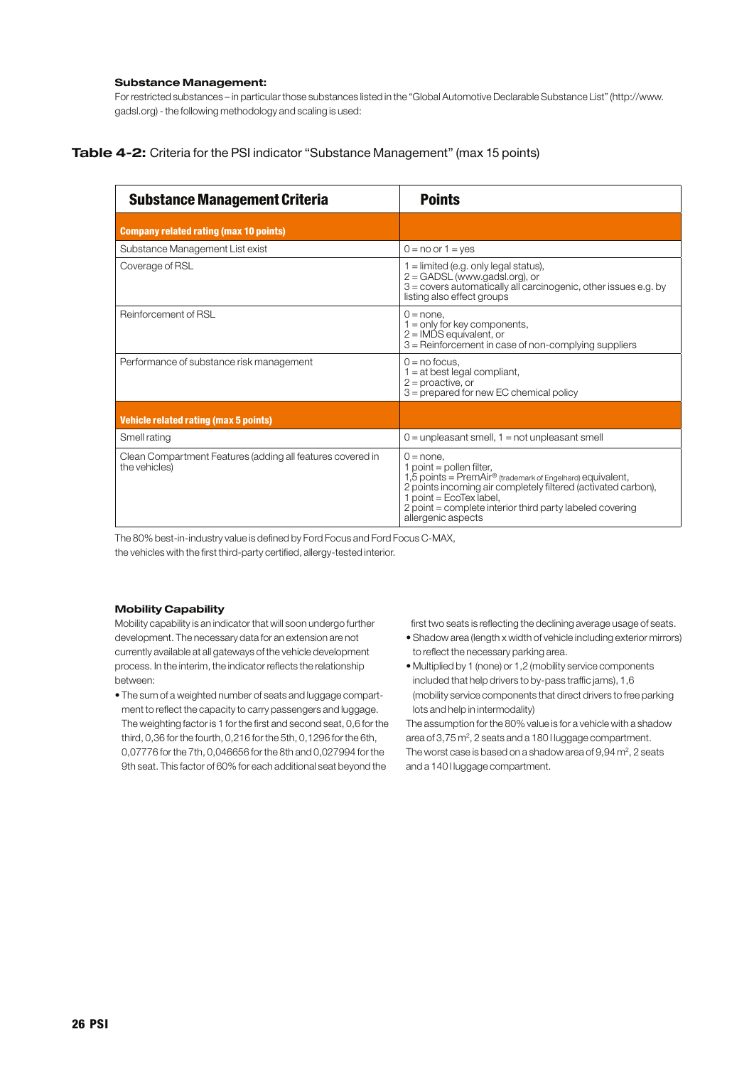**Substance Management:**

For restricted substances – in particular those substances listed in the "Global Automotive Declarable Substance List" (http://www.gadsl.org) - the following methodology and scaling is used:

**Table 4-2:** Criteria for the PSI indicator "Substance Management" (max 15 points)

| Substance Management Criteria | Points |
|---|---|
| **Company related rating (max 10 points)** | |
| Substance Management List exist | 0 = no or 1 = yes |
| Coverage of RSL | 1 = limited (e.g. only legal status),<br>2 = GADSL (www.gadsl.org), or<br>3 = covers automatically all carcinogenic, other issues e.g. by listing also effect groups |
| Reinforcement of RSL | 0 = none,<br>1 = only for key components,<br>2 = IMDS equivalent, or<br>3 = Reinforcement in case of non-complying suppliers |
| Performance of substance risk management | 0 = no focus,<br>1 = at best legal compliant,<br>2 = proactive, or<br>3 = prepared for new EC chemical policy |
| **Vehicle related rating (max 5 points)** | |
| Smell rating | 0 = unpleasant smell, 1 = not unpleasant smell |
| Clean Compartment Features (adding all features covered in the vehicles) | 0 = none,<br>1 point = pollen filter,<br>1,5 points = PremAir® (trademark of Engelhard) equivalent,<br>2 points incoming air completely filtered (activated carbon),<br>1 point = EcoTex label,<br>2 point = complete interior third party labeled covering allergenic aspects |

The 80% best-in-industry value is defined by Ford Focus and Ford Focus C-MAX, the vehicles with the first third-party certified, allergy-tested interior.

**Mobility Capability**

Mobility capability is an indicator that will soon undergo further development. The necessary data for an extension are not currently available at all gateways of the vehicle development process. In the interim, the indicator reflects the relationship between:

- The sum of a weighted number of seats and luggage compartment to reflect the capacity to carry passengers and luggage. The weighting factor is 1 for the first and second seat, 0,6 for the third, 0,36 for the fourth, 0,216 for the 5th, 0,1296 for the 6th, 0,07776 for the 7th, 0,046656 for the 8th and 0,027994 for the 9th seat. This factor of 60% for each additional seat beyond the first two seats is reflecting the declining average usage of seats.
- Shadow area (length x width of vehicle including exterior mirrors) to reflect the necessary parking area.
- Multiplied by 1 (none) or 1,2 (mobility service components included that help drivers to by-pass traffic jams), 1,6 (mobility service components that direct drivers to free parking lots and help in intermodality)

The assumption for the 80% value is for a vehicle with a shadow area of 3,75 $m^2$, 2 seats and a 180 l luggage compartment. The worst case is based on a shadow area of 9,94 $m^2$, 2 seats and a 140 l luggage compartment.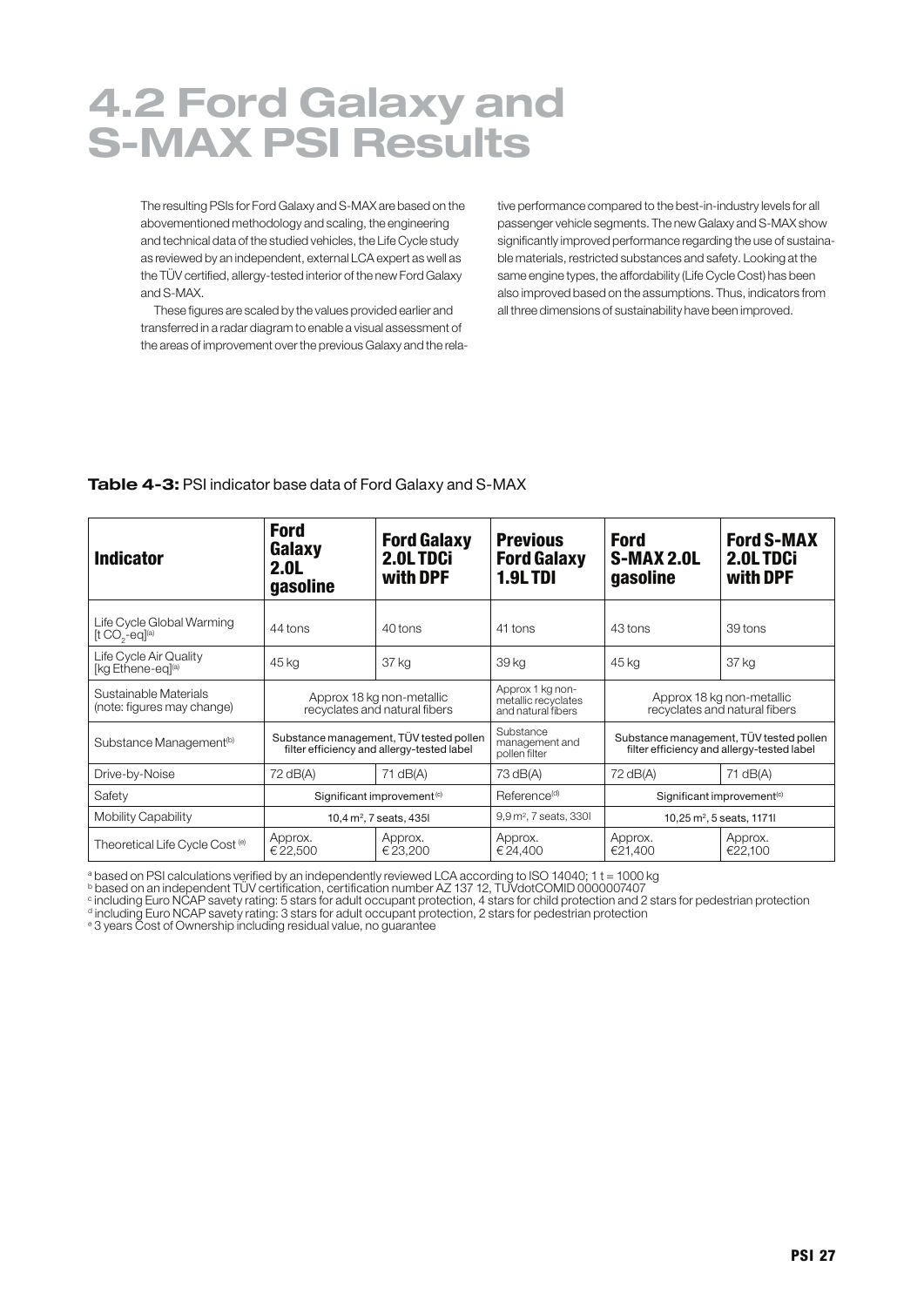# 4.2 Ford Galaxy and S-MAX PSI Results

The resulting PSIs for Ford Galaxy and S-MAX are based on the abovementioned methodology and scaling, the engineering and technical data of the studied vehicles, the Life Cycle study as reviewed by an independent, external LCA expert as well as the TÜV certified, allergy-tested interior of the new Ford Galaxy and S-MAX.

These figures are scaled by the values provided earlier and transferred in a radar diagram to enable a visual assessment of the areas of improvement over the previous Galaxy and the relative performance compared to the best-in-industry levels for all passenger vehicle segments. The new Galaxy and S-MAX show significantly improved performance regarding the use of sustainable materials, restricted substances and safety. Looking at the same engine types, the affordability (Life Cycle Cost) has been also improved based on the assumptions. Thus, indicators from all three dimensions of sustainability have been improved.

**Table 4-3:** PSI indicator base data of Ford Galaxy and S-MAX

| Indicator | Ford Galaxy 2.0L gasoline | Ford Galaxy 2.0L TDCi with DPF | Previous Ford Galaxy 1.9L TDI | Ford S-MAX 2.0L gasoline | Ford S-MAX 2.0L TDCi with DPF |
|---|---|---|---|---|---|
| Life Cycle Global Warming [t $CO_2$-eq][a] | 44 tons | 40 tons | 41 tons | 43 tons | 39 tons |
| Life Cycle Air Quality [kg Ethene-eq][a] | 45 kg | 37 kg | 39 kg | 45 kg | 37 kg |
| Sustainable Materials (note: figures may change) | Approx 18 kg non-metallic recyclates and natural fibers | | Approx 1 kg non-metallic recyclates and natural fibers | Approx 18 kg non-metallic recyclates and natural fibers | |
| Substance Management[b] | Substance management, TÜV tested pollen filter efficiency and allergy-tested label | | Substance management and pollen filter | Substance management, TÜV tested pollen filter efficiency and allergy-tested label | |
| Drive-by-Noise | 72 dB(A) | 71 dB(A) | 73 dB(A) | 72 dB(A) | 71 dB(A) |
| Safety | Significant improvement[c] | | Reference[d] | Significant improvement[c] | |
| Mobility Capability | 10,4 m², 7 seats, 435l | | 9,9 m², 7 seats, 330l | 10,25 m², 5 seats, 1171l | |
| Theoretical Life Cycle Cost[e] | Approx. € 22,500 | Approx. € 23,200 | Approx. € 24,400 | Approx. €21,400 | Approx. €22,100 |

[a] based on PSI calculations verified by an independently reviewed LCA according to ISO 14040; 1 t = 1000 kg
[b] based on an independent TÜV certification, certification number AZ 137 12, TÜVdotCOMID 0000007407
[c] including Euro NCAP savety rating: 5 stars for adult occupant protection, 4 stars for child protection and 2 stars for pedestrian protection
[d] including Euro NCAP savety rating: 3 stars for adult occupant protection, 2 stars for pedestrian protection
[e] 3 years Cost of Ownership including residual value, no guarantee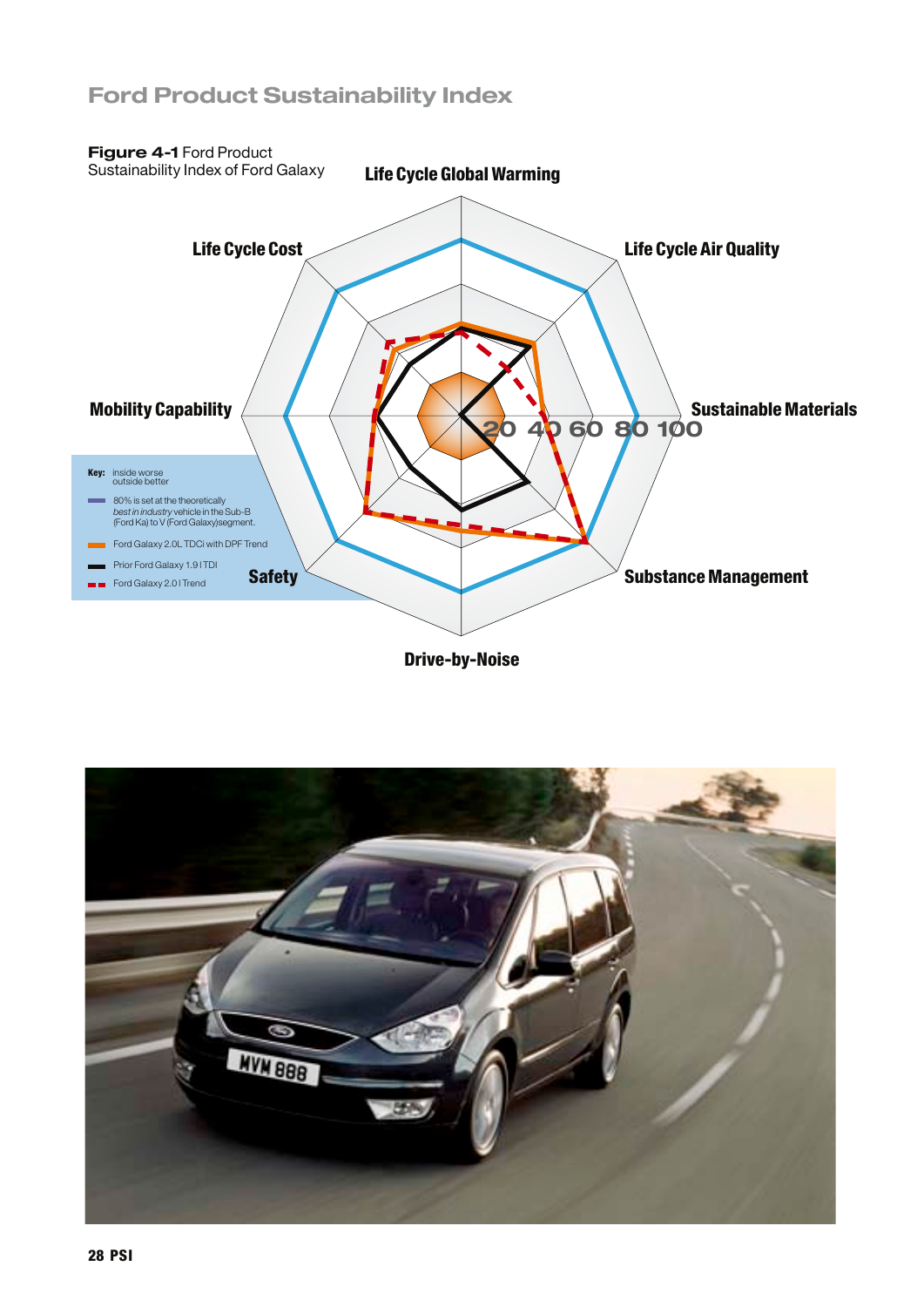# Ford Product Sustainability Index

**Figure 4-1** Ford Product Sustainability Index of Ford Galaxy

Life Cycle Global Warming

Life Cycle Air Quality

Sustainable Materials

Substance Management

Drive-by-Noise

Safety

Mobility Capability

Life Cycle Cost

20 40 60 80 100

**Key:** inside worse, outside better

- 80% is set at the theoretically *best in industry* vehicle in the Sub-B (Ford Ka) to V (Ford Galaxy) segment.
- Ford Galaxy 2.0L TDCi with DPF Trend
- Prior Ford Galaxy 1.9 l TDI
- Ford Galaxy 2.0 l Trend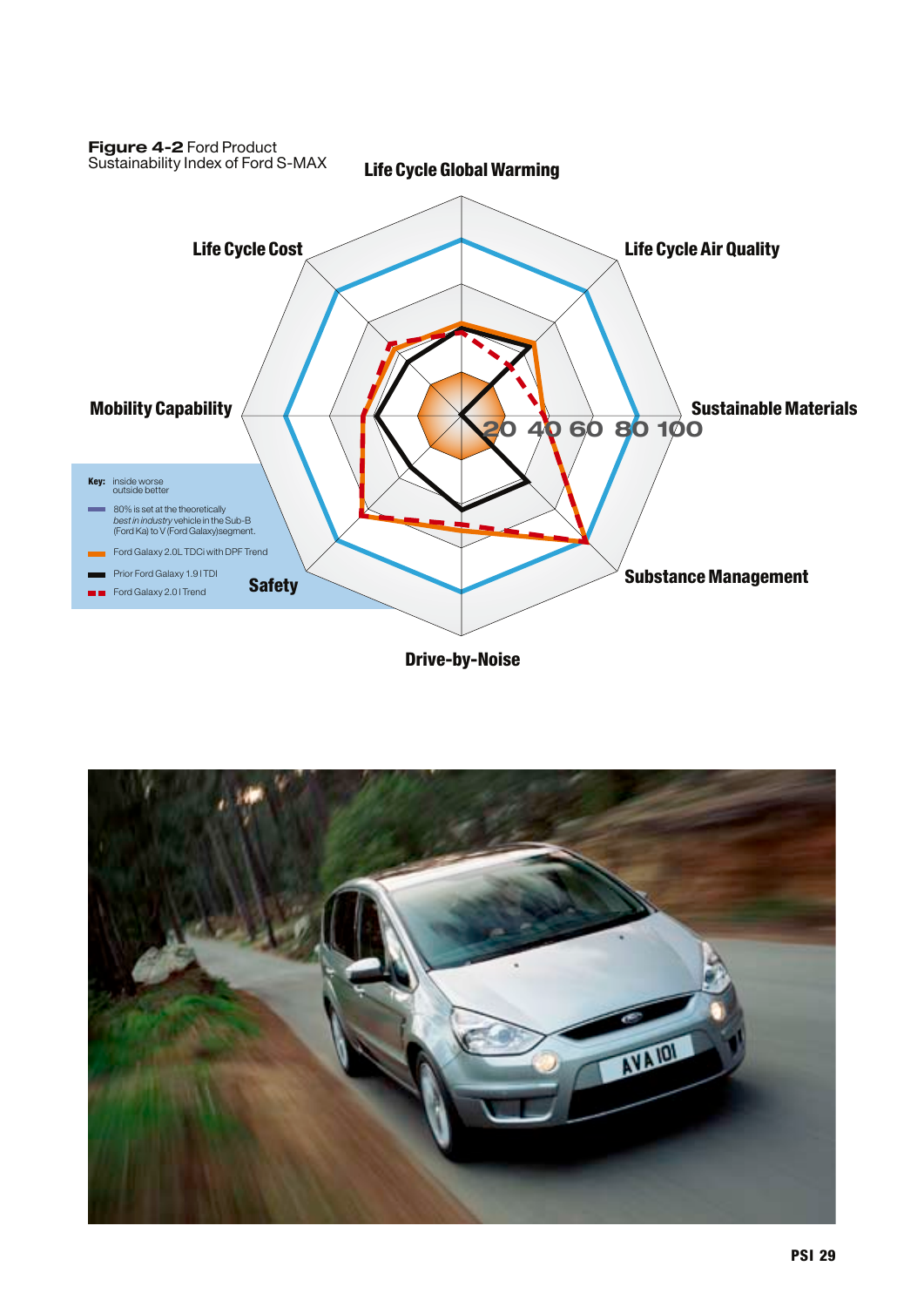**Figure 4-2** Ford Product Sustainability Index of Ford S-MAX

Life Cycle Global Warming

Life Cycle Air Quality

Sustainable Materials

Substance Management

Drive-by-Noise

Safety

Mobility Capability

Life Cycle Cost

20 40 60 80 100

**Key:** inside worse
outside better

80% is set at the theoretically *best in industry* vehicle in the Sub-B (Ford Ka) to V (Ford Galaxy) segment.

Ford Galaxy 2.0L TDCi with DPF Trend

Prior Ford Galaxy 1.9 l TDI

Ford Galaxy 2.0 l Trend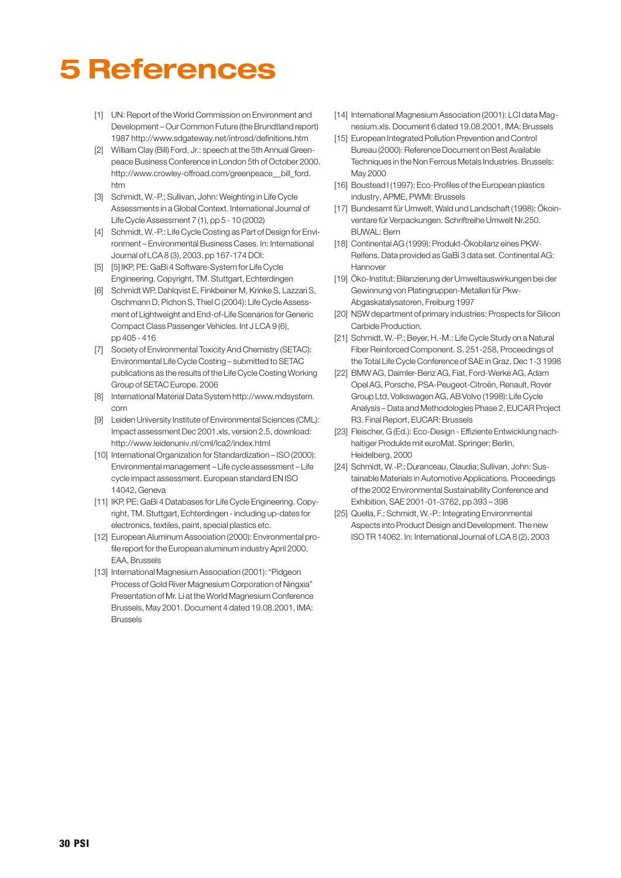# 5 References

[1] UN: Report of the World Commission on Environment and Development – Our Common Future (the Brundtland report) 1987 http://www.sdgateway.net/introsd/definitions.htm

[2] William Clay (Bill) Ford, Jr.: speech at the 5th Annual Greenpeace Business Conference in London 5th of October 2000. http://www.crowley-offroad.com/greenpeace__bill_ford.htm

[3] Schmidt, W.-P.; Sullivan, John: Weighting in Life Cycle Assessments in a Global Context. International Journal of Life Cycle Assessment 7 (1), pp 5 - 10 (2002)

[4] Schmidt, W.-P.: Life Cycle Costing as Part of Design for Environment – Environmental Business Cases. In: International Journal of LCA 8 (3), 2003. pp 167-174 DOI:

[5] [5] IKP, PE: GaBi 4 Software-System for Life Cycle Engineering. Copyright, TM. Stuttgart, Echterdingen

[6] Schmidt WP, Dahlqvist E, Finkbeiner M, Krinke S, Lazzari S, Oschmann D, Pichon S, Thiel C (2004): Life Cycle Assessment of Lightweight and End-of-Life Scenarios for Generic Compact Class Passenger Vehicles. Int J LCA 9 (6), pp 405 - 416

[7] Society of Environmental Toxicity And Chemistry (SETAC): Environmental Life Cycle Costing – submitted to SETAC publications as the results of the Life Cycle Costing Working Group of SETAC Europe. 2006

[8] International Material Data System http://www.mdsystem.com

[9] Leiden University Institute of Environmental Sciences (CML): Impact assessment Dec 2001.xls, version 2.5, download: http://www.leidenuniv.nl/cml/lca2/index.html

[10] International Organization for Standardization – ISO (2000): Environmental management – Life cycle assessment – Life cycle impact assessment. European standard EN ISO 14042, Geneva

[11] IKP, PE: GaBi 4 Databases for Life Cycle Engineering. Copyright, TM. Stuttgart, Echterdingen - including up-dates for electronics, textiles, paint, special plastics etc.

[12] European Aluminum Association (2000): Environmental profile report for the European aluminum industry April 2000, EAA, Brussels

[13] International Magnesium Association (2001): "Pidgeon Process of Gold River Magnesium Corporation of Ningxia" Presentation of Mr. Li at the World Magnesium Conference Brussels, May 2001. Document 4 dated 19.08.2001, IMA: Brussels

[14] International Magnesium Association (2001): LCI data Magnesium.xls. Document 6 dated 19.08.2001, IMA: Brussels

[15] European Integrated Pollution Prevention and Control Bureau (2000): Reference Document on Best Available Techniques in the Non Ferrous Metals Industries. Brussels: May 2000

[16] Boustead I (1997): Eco-Profiles of the European plastics industry, APME, PWMI: Brussels

[17] Bundesamt für Umwelt, Wald und Landschaft (1998): Ökoinventare für Verpackungen. Schriftreihe Umwelt Nr.250. BUWAL: Bern

[18] Continental AG (1999): Produkt-Ökobilanz eines PKW-Reifens. Data provided as GaBi 3 data set. Continental AG: Hannover

[19] Öko-Institut: Bilanzierung der Umweltauswirkungen bei der Gewinnung von Platingruppen-Metallen für Pkw-Abgaskatalysatoren, Freiburg 1997

[20] NSW department of primary industries: Prospects for Silicon Carbide Production.

[21] Schmidt, W.-P.; Beyer, H.-M.: Life Cycle Study on a Natural Fiber Reinforced Component. S. 251-258, Proceedings of the Total Life Cycle Conference of SAE in Graz, Dec 1-3 1998

[22] BMW AG, Daimler-Benz AG, Fiat, Ford-Werke AG, Adam Opel AG, Porsche, PSA-Peugeot-Citroën, Renault, Rover Group Ltd, Volkswagen AG, AB Volvo (1998): Life Cycle Analysis – Data and Methodologies Phase 2, EUCAR Project R3. Final Report, EUCAR: Brussels

[23] Fleischer, G (Ed.): Eco-Design - Effiziente Entwicklung nachhaltiger Produkte mit euroMat. Springer: Berlin, Heidelberg, 2000

[24] Schmidt, W.-P.; Duranceau, Claudia; Sullivan, John: Sustainable Materials in Automotive Applications. Proceedings of the 2002 Environmental Sustainability Conference and Exhibition, SAE 2001-01-3762, pp 393 – 398

[25] Quella, F.; Schmidt, W.-P.: Integrating Environmental Aspects into Product Design and Development. The new ISO TR 14062. In: International Journal of LCA 8 (2), 2003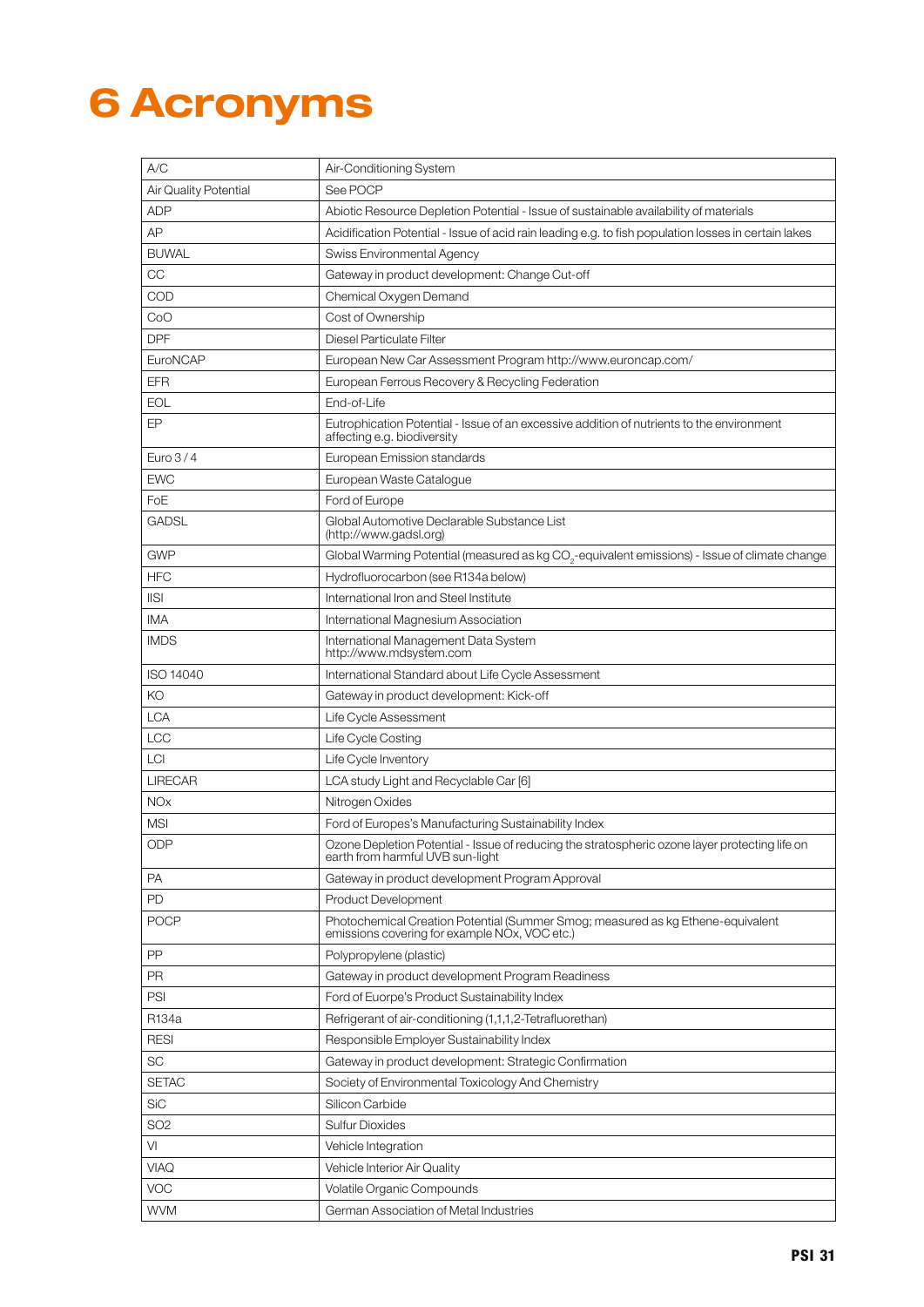# 6 Acronyms

| | |
|---|---|
| A/C | Air-Conditioning System |
| Air Quality Potential | See POCP |
| ADP | Abiotic Resource Depletion Potential - Issue of sustainable availability of materials |
| AP | Acidification Potential - Issue of acid rain leading e.g. to fish population losses in certain lakes |
| BUWAL | Swiss Environmental Agency |
| CC | Gateway in product development: Change Cut-off |
| COD | Chemical Oxygen Demand |
| CoO | Cost of Ownership |
| DPF | Diesel Particulate Filter |
| EuroNCAP | European New Car Assessment Program http://www.euroncap.com/ |
| EFR | European Ferrous Recovery & Recycling Federation |
| EOL | End-of-Life |
| EP | Eutrophication Potential - Issue of an excessive addition of nutrients to the environment affecting e.g. biodiversity |
| Euro 3 / 4 | European Emission standards |
| EWC | European Waste Catalogue |
| FoE | Ford of Europe |
| GADSL | Global Automotive Declarable Substance List (http://www.gadsl.org) |
| GWP | Global Warming Potential (measured as kg $CO_2$-equivalent emissions) - Issue of climate change |
| HFC | Hydrofluorocarbon (see R134a below) |
| IISI | International Iron and Steel Institute |
| IMA | International Magnesium Association |
| IMDS | International Management Data System http://www.mdsystem.com |
| ISO 14040 | International Standard about Life Cycle Assessment |
| KO | Gateway in product development: Kick-off |
| LCA | Life Cycle Assessment |
| LCC | Life Cycle Costing |
| LCI | Life Cycle Inventory |
| LIRECAR | LCA study Light and Recyclable Car [6] |
| NOx | Nitrogen Oxides |
| MSI | Ford of Europes's Manufacturing Sustainability Index |
| ODP | Ozone Depletion Potential - Issue of reducing the stratospheric ozone layer protecting life on earth from harmful UVB sun-light |
| PA | Gateway in product development Program Approval |
| PD | Product Development |
| POCP | Photochemical Creation Potential (Summer Smog; measured as kg Ethene-equivalent emissions covering for example NOx, VOC etc.) |
| PP | Polypropylene (plastic) |
| PR | Gateway in product development Program Readiness |
| PSI | Ford of Euorpe's Product Sustainability Index |
| R134a | Refrigerant of air-conditioning (1,1,1,2-Tetrafluorethan) |
| RESI | Responsible Employer Sustainability Index |
| SC | Gateway in product development: Strategic Confirmation |
| SETAC | Society of Environmental Toxicology And Chemistry |
| SiC | Silicon Carbide |
| SO2 | Sulfur Dioxides |
| VI | Vehicle Integration |
| VIAQ | Vehicle Interior Air Quality |
| VOC | Volatile Organic Compounds |
| WVM | German Association of Metal Industries |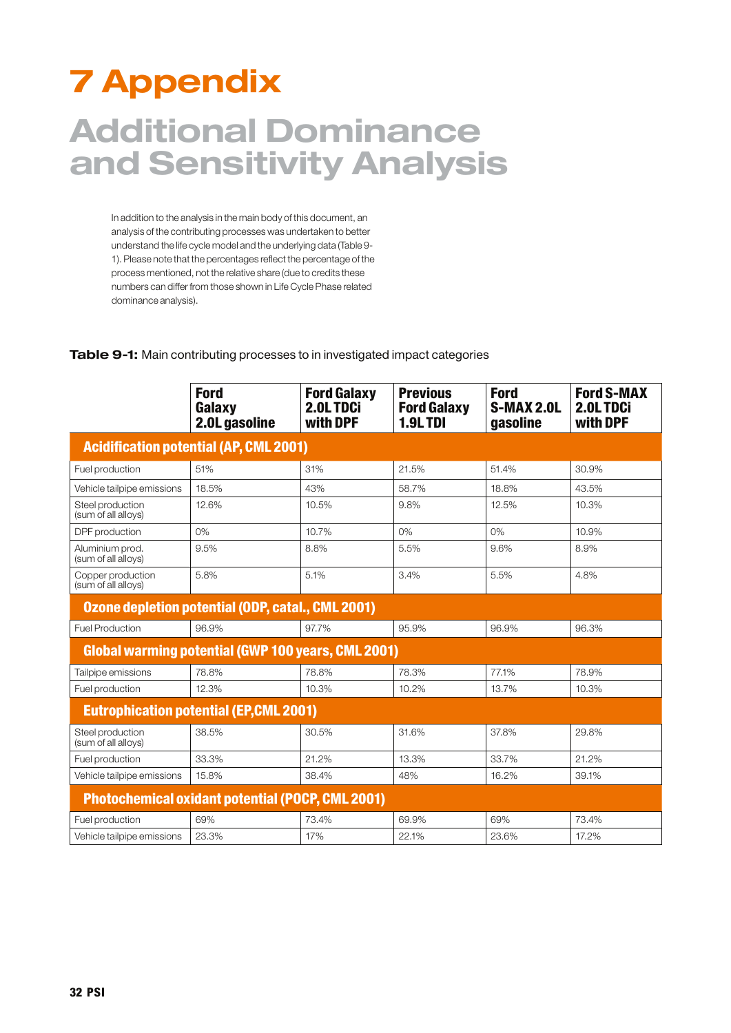# 7 Appendix

## Additional Dominance and Sensitivity Analysis

In addition to the analysis in the main body of this document, an analysis of the contributing processes was undertaken to better understand the life cycle model and the underlying data (Table 9-1). Please note that the percentages reflect the percentage of the process mentioned, not the relative share (due to credits these numbers can differ from those shown in Life Cycle Phase related dominance analysis).

**Table 9-1:** Main contributing processes to in investigated impact categories

| | Ford Galaxy 2.0L gasoline | Ford Galaxy 2.0L TDCi with DPF | Previous Ford Galaxy 1.9L TDI | Ford S-MAX 2.0L gasoline | Ford S-MAX 2.0L TDCi with DPF |
|---|---|---|---|---|---|
| **Acidification potential (AP, CML 2001)** | | | | | |
| Fuel production | 51% | 31% | 21.5% | 51.4% | 30.9% |
| Vehicle tailpipe emissions | 18.5% | 43% | 58.7% | 18.8% | 43.5% |
| Steel production (sum of all alloys) | 12.6% | 10.5% | 9.8% | 12.5% | 10.3% |
| DPF production | 0% | 10.7% | 0% | 0% | 10.9% |
| Aluminium prod. (sum of all alloys) | 9.5% | 8.8% | 5.5% | 9.6% | 8.9% |
| Copper production (sum of all alloys) | 5.8% | 5.1% | 3.4% | 5.5% | 4.8% |
| **Ozone depletion potential (ODP, catal., CML 2001)** | | | | | |
| Fuel Production | 96.9% | 97.7% | 95.9% | 96.9% | 96.3% |
| **Global warming potential (GWP 100 years, CML 2001)** | | | | | |
| Tailpipe emissions | 78.8% | 78.8% | 78.3% | 77.1% | 78.9% |
| Fuel production | 12.3% | 10.3% | 10.2% | 13.7% | 10.3% |
| **Eutrophication potential (EP,CML 2001)** | | | | | |
| Steel production (sum of all alloys) | 38.5% | 30.5% | 31.6% | 37.8% | 29.8% |
| Fuel production | 33.3% | 21.2% | 13.3% | 33.7% | 21.2% |
| Vehicle tailpipe emissions | 15.8% | 38.4% | 48% | 16.2% | 39.1% |
| **Photochemical oxidant potential (POCP, CML 2001)** | | | | | |
| Fuel production | 69% | 73.4% | 69.9% | 69% | 73.4% |
| Vehicle tailpipe emissions | 23.3% | 17% | 22.1% | 23.6% | 17.2% |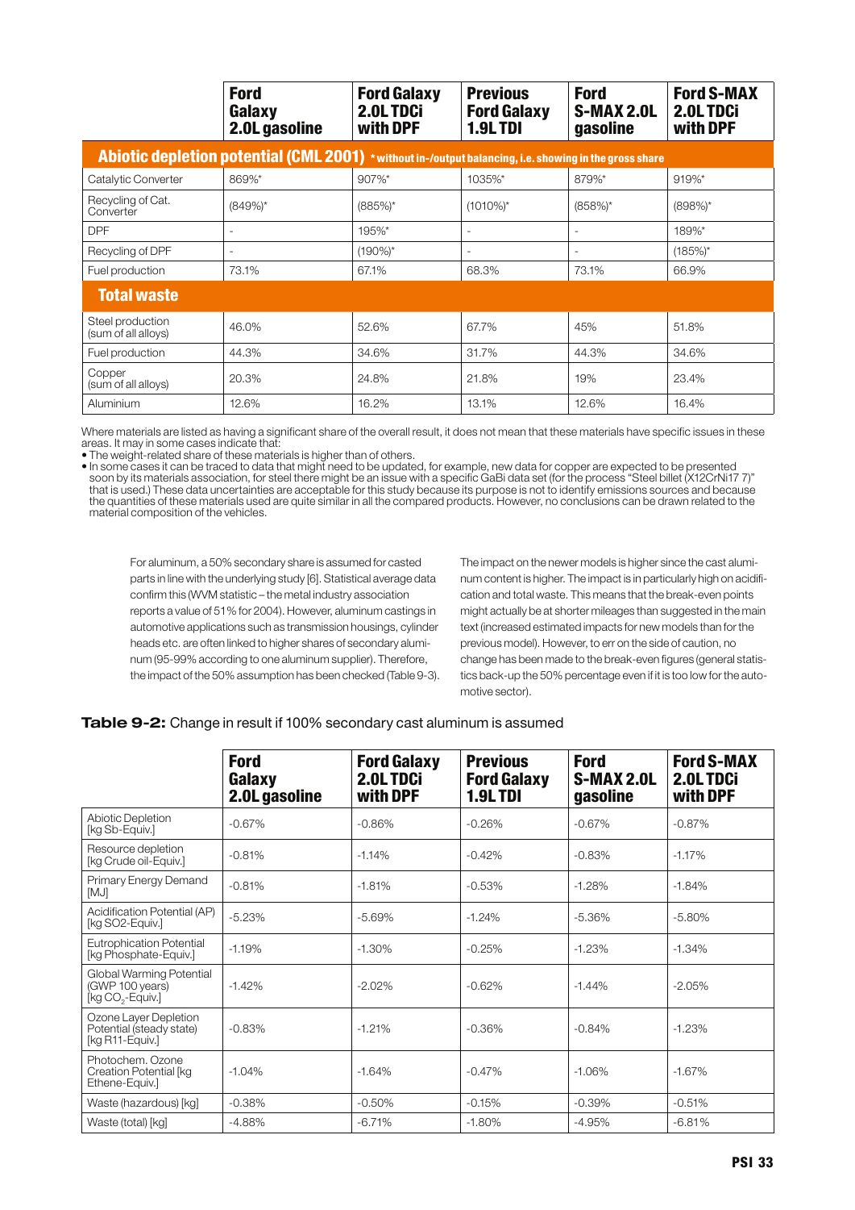| | Ford Galaxy 2.0L gasoline | Ford Galaxy 2.0L TDCi with DPF | Previous Ford Galaxy 1.9L TDI | Ford S-MAX 2.0L gasoline | Ford S-MAX 2.0L TDCi with DPF |
|---|---|---|---|---|---|
| **Abiotic depletion potential (CML 2001)** *without in-/output balancing, i.e. showing in the gross share | | | | | |
| Catalytic Converter | 869%* | 907%* | 1035%* | 879%* | 919%* |
| Recycling of Cat. Converter | (849%)* | (885%)* | (1010%)* | (858%)* | (898%)* |
| DPF | - | 195%* | - | - | 189%* |
| Recycling of DPF | - | (190%)* | - | - | (185%)* |
| Fuel production | 73.1% | 67.1% | 68.3% | 73.1% | 66.9% |
| **Total waste** | | | | | |
| Steel production (sum of all alloys) | 46.0% | 52.6% | 67.7% | 45% | 51.8% |
| Fuel production | 44.3% | 34.6% | 31.7% | 44.3% | 34.6% |
| Copper (sum of all alloys) | 20.3% | 24.8% | 21.8% | 19% | 23.4% |
| Aluminium | 12.6% | 16.2% | 13.1% | 12.6% | 16.4% |

Where materials are listed as having a significant share of the overall result, it does not mean that these materials have specific issues in these areas. It may in some cases indicate that:

- The weight-related share of these materials is higher than of others.
- In some cases it can be traced to data that might need to be updated, for example, new data for copper are expected to be presented soon by its materials association, for steel there might be an issue with a specific GaBi data set (for the process "Steel billet (X12CrNi17 7)" that is used.) These data uncertainties are acceptable for this study because its purpose is not to identify emissions sources and because the quantities of these materials used are quite similar in all the compared products. However, no conclusions can be drawn related to the material composition of the vehicles.

For aluminum, a 50% secondary share is assumed for casted parts in line with the underlying study [6]. Statistical average data confirm this (WVM statistic – the metal industry association reports a value of 51% for 2004). However, aluminum castings in automotive applications such as transmission housings, cylinder heads etc. are often linked to higher shares of secondary aluminum (95-99% according to one aluminum supplier). Therefore, the impact of the 50% assumption has been checked (Table 9-3).

The impact on the newer models is higher since the cast aluminum content is higher. The impact is in particularly high on acidification and total waste. This means that the break-even points might actually be at shorter mileages than suggested in the main text (increased estimated impacts for new models than for the previous model). However, to err on the side of caution, no change has been made to the break-even figures (general statistics back-up the 50% percentage even if it is too low for the automotive sector).

**Table 9-2:** Change in result if 100% secondary cast aluminum is assumed

| | Ford Galaxy 2.0L gasoline | Ford Galaxy 2.0L TDCi with DPF | Previous Ford Galaxy 1.9L TDI | Ford S-MAX 2.0L gasoline | Ford S-MAX 2.0L TDCi with DPF |
|---|---|---|---|---|---|
| Abiotic Depletion [kg Sb-Equiv.] | -0.67% | -0.86% | -0.26% | -0.67% | -0.87% |
| Resource depletion [kg Crude oil-Equiv.] | -0.81% | -1.14% | -0.42% | -0.83% | -1.17% |
| Primary Energy Demand [MJ] | -0.81% | -1.81% | -0.53% | -1.28% | -1.84% |
| Acidification Potential (AP) [kg SO2-Equiv.] | -5.23% | -5.69% | -1.24% | -5.36% | -5.80% |
| Eutrophication Potential [kg Phosphate-Equiv.] | -1.19% | -1.30% | -0.25% | -1.23% | -1.34% |
| Global Warming Potential (GWP 100 years) [kg $CO_2$-Equiv.] | -1.42% | -2.02% | -0.62% | -1.44% | -2.05% |
| Ozone Layer Depletion Potential (steady state) [kg R11-Equiv.] | -0.83% | -1.21% | -0.36% | -0.84% | -1.23% |
| Photochem. Ozone Creation Potential [kg Ethene-Equiv.] | -1.04% | -1.64% | -0.47% | -1.06% | -1.67% |
| Waste (hazardous) [kg] | -0.38% | -0.50% | -0.15% | -0.39% | -0.51% |
| Waste (total) [kg] | -4.88% | -6.71% | -1.80% | -4.95% | -6.81% |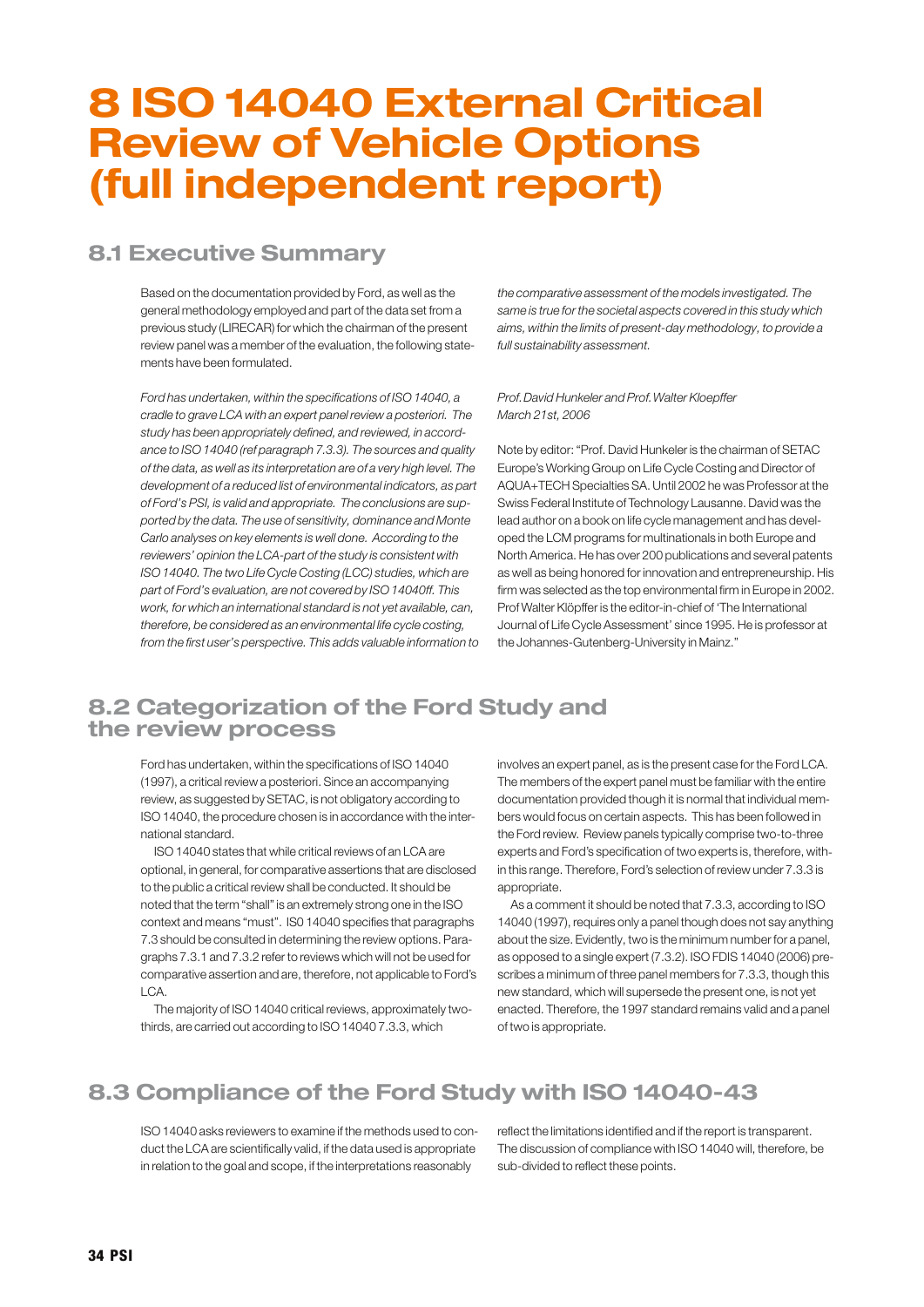# 8 ISO 14040 External Critical Review of Vehicle Options (full independent report)

## 8.1 Executive Summary

Based on the documentation provided by Ford, as well as the general methodology employed and part of the data set from a previous study (LIRECAR) for which the chairman of the present review panel was a member of the evaluation, the following statements have been formulated.

*Ford has undertaken, within the specifications of ISO 14040, a cradle to grave LCA with an expert panel review a posteriori. The study has been appropriately defined, and reviewed, in accordance to ISO 14040 (ref paragraph 7.3.3). The sources and quality of the data, as well as its interpretation are of a very high level. The development of a reduced list of environmental indicators, as part of Ford's PSI, is valid and appropriate. The conclusions are supported by the data. The use of sensitivity, dominance and Monte Carlo analyses on key elements is well done. According to the reviewers' opinion the LCA-part of the study is consistent with ISO 14040. The two Life Cycle Costing (LCC) studies, which are part of Ford's evaluation, are not covered by ISO 14040ff. This work, for which an international standard is not yet available, can, therefore, be considered as an environmental life cycle costing, from the first user's perspective. This adds valuable information to the comparative assessment of the models investigated. The same is true for the societal aspects covered in this study which aims, within the limits of present-day methodology, to provide a full sustainability assessment.*

*Prof. David Hunkeler and Prof. Walter Kloepffer*
*March 21st, 2006*

Note by editor: "Prof. David Hunkeler is the chairman of SETAC Europe's Working Group on Life Cycle Costing and Director of AQUA+TECH Specialties SA. Until 2002 he was Professor at the Swiss Federal Institute of Technology Lausanne. David was the lead author on a book on life cycle management and has developed the LCM programs for multinationals in both Europe and North America. He has over 200 publications and several patents as well as being honored for innovation and entrepreneurship. His firm was selected as the top environmental firm in Europe in 2002. Prof Walter Klöpffer is the editor-in-chief of 'The International Journal of Life Cycle Assessment' since 1995. He is professor at the Johannes-Gutenberg-University in Mainz."

## 8.2 Categorization of the Ford Study and the review process

Ford has undertaken, within the specifications of ISO 14040 (1997), a critical review a posteriori. Since an accompanying review, as suggested by SETAC, is not obligatory according to ISO 14040, the procedure chosen is in accordance with the international standard.

ISO 14040 states that while critical reviews of an LCA are optional, in general, for comparative assertions that are disclosed to the public a critical review shall be conducted. It should be noted that the term "shall" is an extremely strong one in the ISO context and means "must". ISO 14040 specifies that paragraphs 7.3 should be consulted in determining the review options. Paragraphs 7.3.1 and 7.3.2 refer to reviews which will not be used for comparative assertion and are, therefore, not applicable to Ford's LCA.

The majority of ISO 14040 critical reviews, approximately two-thirds, are carried out according to ISO 14040 7.3.3, which involves an expert panel, as is the present case for the Ford LCA. The members of the expert panel must be familiar with the entire documentation provided though it is normal that individual members would focus on certain aspects. This has been followed in the Ford review. Review panels typically comprise two-to-three experts and Ford's specification of two experts is, therefore, within this range. Therefore, Ford's selection of review under 7.3.3 is appropriate.

As a comment it should be noted that 7.3.3, according to ISO 14040 (1997), requires only a panel though does not say anything about the size. Evidently, two is the minimum number for a panel, as opposed to a single expert (7.3.2). ISO FDIS 14040 (2006) prescribes a minimum of three panel members for 7.3.3, though this new standard, which will supersede the present one, is not yet enacted. Therefore, the 1997 standard remains valid and a panel of two is appropriate.

## 8.3 Compliance of the Ford Study with ISO 14040-43

ISO 14040 asks reviewers to examine if the methods used to conduct the LCA are scientifically valid, if the data used is appropriate in relation to the goal and scope, if the interpretations reasonably reflect the limitations identified and if the report is transparent. The discussion of compliance with ISO 14040 will, therefore, be sub-divided to reflect these points.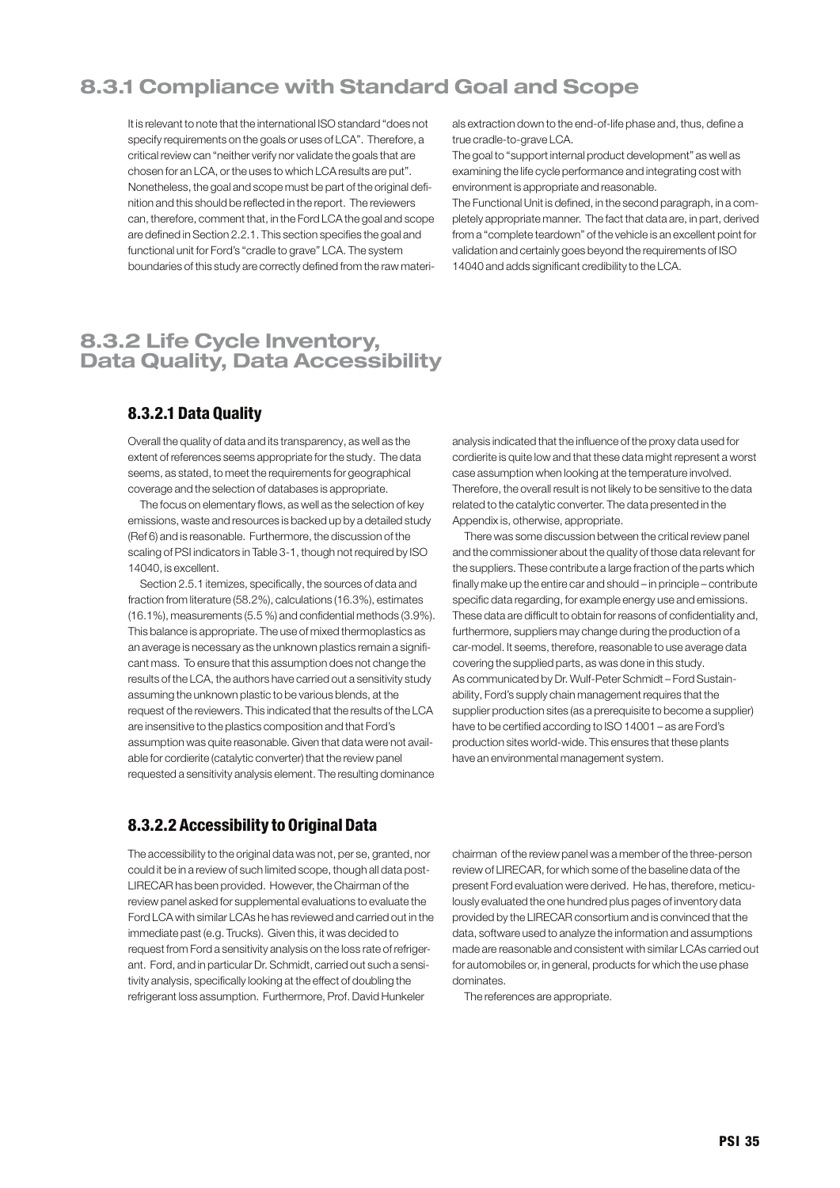## 8.3.1 Compliance with Standard Goal and Scope

It is relevant to note that the international ISO standard "does not specify requirements on the goals or uses of LCA". Therefore, a critical review can "neither verify nor validate the goals that are chosen for an LCA, or the uses to which LCA results are put". Nonetheless, the goal and scope must be part of the original definition and this should be reflected in the report. The reviewers can, therefore, comment that, in the Ford LCA the goal and scope are defined in Section 2.2.1. This section specifies the goal and functional unit for Ford's "cradle to grave" LCA. The system boundaries of this study are correctly defined from the raw materials extraction down to the end-of-life phase and, thus, define a true cradle-to-grave LCA.

The goal to "support internal product development" as well as examining the life cycle performance and integrating cost with environment is appropriate and reasonable.

The Functional Unit is defined, in the second paragraph, in a completely appropriate manner. The fact that data are, in part, derived from a "complete teardown" of the vehicle is an excellent point for validation and certainly goes beyond the requirements of ISO 14040 and adds significant credibility to the LCA.

## 8.3.2 Life Cycle Inventory, Data Quality, Data Accessibility

### 8.3.2.1 Data Quality

Overall the quality of data and its transparency, as well as the extent of references seems appropriate for the study. The data seems, as stated, to meet the requirements for geographical coverage and the selection of databases is appropriate.

The focus on elementary flows, as well as the selection of key emissions, waste and resources is backed up by a detailed study (Ref 6) and is reasonable. Furthermore, the discussion of the scaling of PSI indicators in Table 3-1, though not required by ISO 14040, is excellent.

Section 2.5.1 itemizes, specifically, the sources of data and fraction from literature (58.2%), calculations (16.3%), estimates (16.1%), measurements (5.5 %) and confidential methods (3.9%). This balance is appropriate. The use of mixed thermoplastics as an average is necessary as the unknown plastics remain a significant mass. To ensure that this assumption does not change the results of the LCA, the authors have carried out a sensitivity study assuming the unknown plastic to be various blends, at the request of the reviewers. This indicated that the results of the LCA are insensitive to the plastics composition and that Ford's assumption was quite reasonable. Given that data were not available for cordierite (catalytic converter) that the review panel requested a sensitivity analysis element. The resulting dominance analysis indicated that the influence of the proxy data used for cordierite is quite low and that these data might represent a worst case assumption when looking at the temperature involved. Therefore, the overall result is not likely to be sensitive to the data related to the catalytic converter. The data presented in the Appendix is, otherwise, appropriate.

There was some discussion between the critical review panel and the commissioner about the quality of those data relevant for the suppliers. These contribute a large fraction of the parts which finally make up the entire car and should – in principle – contribute specific data regarding, for example energy use and emissions. These data are difficult to obtain for reasons of confidentiality and, furthermore, suppliers may change during the production of a car-model. It seems, therefore, reasonable to use average data covering the supplied parts, as was done in this study.

As communicated by Dr. Wulf-Peter Schmidt – Ford Sustainability, Ford's supply chain management requires that the supplier production sites (as a prerequisite to become a supplier) have to be certified according to ISO 14001 – as are Ford's production sites world-wide. This ensures that these plants have an environmental management system.

### 8.3.2.2 Accessibility to Original Data

The accessibility to the original data was not, per se, granted, nor could it be in a review of such limited scope, though all data post-LIRECAR has been provided. However, the Chairman of the review panel asked for supplemental evaluations to evaluate the Ford LCA with similar LCAs he has reviewed and carried out in the immediate past (e.g. Trucks). Given this, it was decided to request from Ford a sensitivity analysis on the loss rate of refrigerant. Ford, and in particular Dr. Schmidt, carried out such a sensitivity analysis, specifically looking at the effect of doubling the refrigerant loss assumption. Furthermore, Prof. David Hunkeler chairman of the review panel was a member of the three-person review of LIRECAR, for which some of the baseline data of the present Ford evaluation were derived. He has, therefore, meticulously evaluated the one hundred plus pages of inventory data provided by the LIRECAR consortium and is convinced that the data, software used to analyze the information and assumptions made are reasonable and consistent with similar LCAs carried out for automobiles or, in general, products for which the use phase dominates.

The references are appropriate.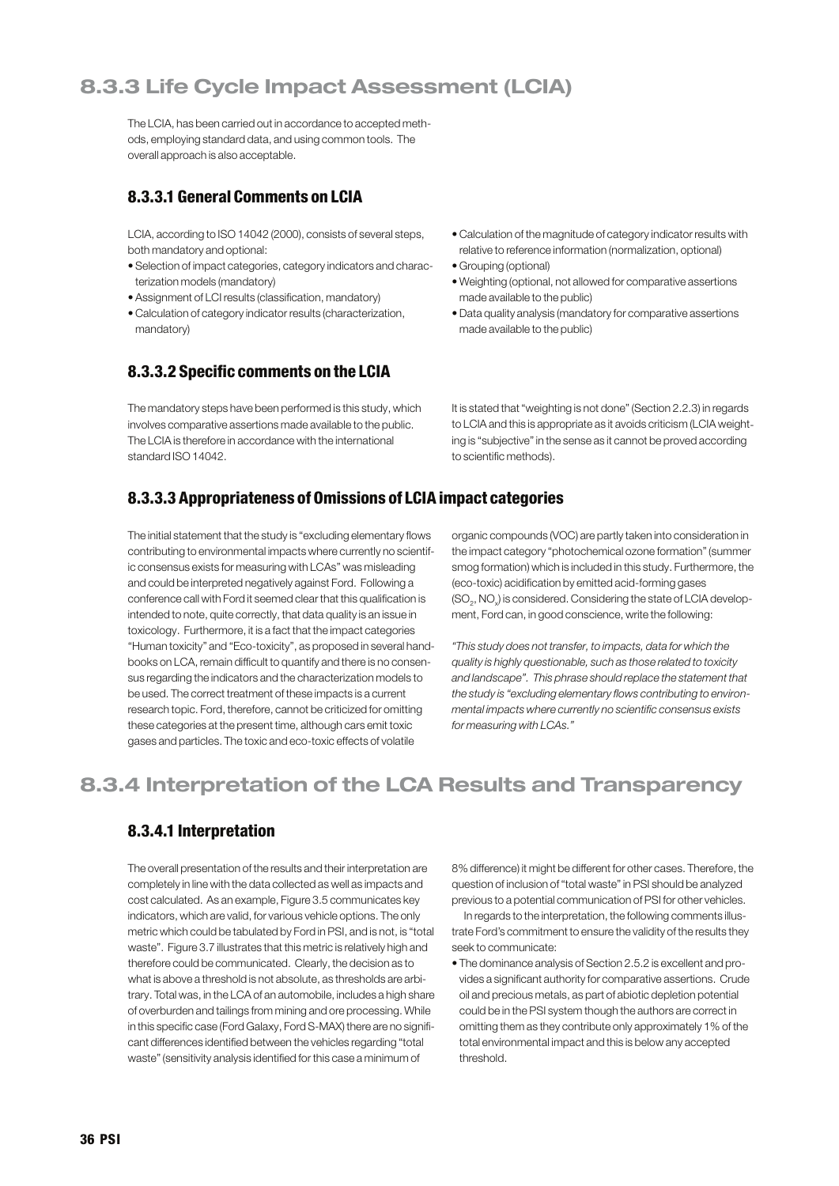## 8.3.3 Life Cycle Impact Assessment (LCIA)

The LCIA, has been carried out in accordance to accepted methods, employing standard data, and using common tools. The overall approach is also acceptable.

### 8.3.3.1 General Comments on LCIA

LCIA, according to ISO 14042 (2000), consists of several steps, both mandatory and optional:

- Selection of impact categories, category indicators and characterization models (mandatory)
- Assignment of LCI results (classification, mandatory)
- Calculation of category indicator results (characterization, mandatory)
- Calculation of the magnitude of category indicator results with relative to reference information (normalization, optional)
- Grouping (optional)
- Weighting (optional, not allowed for comparative assertions made available to the public)
- Data quality analysis (mandatory for comparative assertions made available to the public)

### 8.3.3.2 Specific comments on the LCIA

The mandatory steps have been performed is this study, which involves comparative assertions made available to the public. The LCIA is therefore in accordance with the international standard ISO 14042.

It is stated that "weighting is not done" (Section 2.2.3) in regards to LCIA and this is appropriate as it avoids criticism (LCIA weighting is "subjective" in the sense as it cannot be proved according to scientific methods).

### 8.3.3.3 Appropriateness of Omissions of LCIA impact categories

The initial statement that the study is "excluding elementary flows contributing to environmental impacts where currently no scientific consensus exists for measuring with LCAs" was misleading and could be interpreted negatively against Ford. Following a conference call with Ford it seemed clear that this qualification is intended to note, quite correctly, that data quality is an issue in toxicology. Furthermore, it is a fact that the impact categories "Human toxicity" and "Eco-toxicity", as proposed in several handbooks on LCA, remain difficult to quantify and there is no consensus regarding the indicators and the characterization models to be used. The correct treatment of these impacts is a current research topic. Ford, therefore, cannot be criticized for omitting these categories at the present time, although cars emit toxic gases and particles. The toxic and eco-toxic effects of volatile organic compounds (VOC) are partly taken into consideration in the impact category "photochemical ozone formation" (summer smog formation) which is included in this study. Furthermore, the (eco-toxic) acidification by emitted acid-forming gases ($SO_2$, $NO_x$) is considered. Considering the state of LCIA development, Ford can, in good conscience, write the following:

*"This study does not transfer, to impacts, data for which the quality is highly questionable, such as those related to toxicity and landscape". This phrase should replace the statement that the study is "excluding elementary flows contributing to environmental impacts where currently no scientific consensus exists for measuring with LCAs."*

## 8.3.4 Interpretation of the LCA Results and Transparency

### 8.3.4.1 Interpretation

The overall presentation of the results and their interpretation are completely in line with the data collected as well as impacts and cost calculated. As an example, Figure 3.5 communicates key indicators, which are valid, for various vehicle options. The only metric which could be tabulated by Ford in PSI, and is not, is "total waste". Figure 3.7 illustrates that this metric is relatively high and therefore could be communicated. Clearly, the decision as to what is above a threshold is not absolute, as thresholds are arbitrary. Total was, in the LCA of an automobile, includes a high share of overburden and tailings from mining and ore processing. While in this specific case (Ford Galaxy, Ford S-MAX) there are no significant differences identified between the vehicles regarding "total waste" (sensitivity analysis identified for this case a minimum of 8% difference) it might be different for other cases. Therefore, the question of inclusion of "total waste" in PSI should be analyzed previous to a potential communication of PSI for other vehicles.

In regards to the interpretation, the following comments illustrate Ford's commitment to ensure the validity of the results they seek to communicate:

- The dominance analysis of Section 2.5.2 is excellent and provides a significant authority for comparative assertions. Crude oil and precious metals, as part of abiotic depletion potential could be in the PSI system though the authors are correct in omitting them as they contribute only approximately 1% of the total environmental impact and this is below any accepted threshold.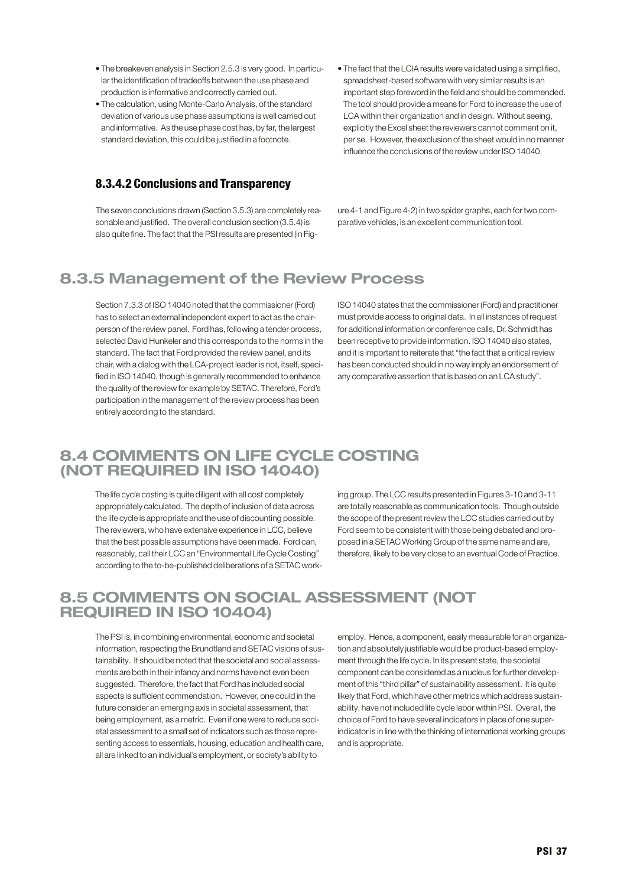- The breakeven analysis in Section 2.5.3 is very good. In particular the identification of tradeoffs between the use phase and production is informative and correctly carried out.
- The calculation, using Monte-Carlo Analysis, of the standard deviation of various use phase assumptions is well carried out and informative. As the use phase cost has, by far, the largest standard deviation, this could be justified in a footnote.
- The fact that the LCIA results were validated using a simplified, spreadsheet-based software with very similar results is an important step foreword in the field and should be commended. The tool should provide a means for Ford to increase the use of LCA within their organization and in design. Without seeing, explicitly the Excel sheet the reviewers cannot comment on it, per se. However, the exclusion of the sheet would in no manner influence the conclusions of the review under ISO 14040.

### 8.3.4.2 Conclusions and Transparency

The seven conclusions drawn (Section 3.5.3) are completely reasonable and justified. The overall conclusion section (3.5.4) is also quite fine. The fact that the PSI results are presented (in Figure 4-1 and Figure 4-2) in two spider graphs, each for two comparative vehicles, is an excellent communication tool.

## 8.3.5 Management of the Review Process

Section 7.3.3 of ISO 14040 noted that the commissioner (Ford) has to select an external independent expert to act as the chairperson of the review panel. Ford has, following a tender process, selected David Hunkeler and this corresponds to the norms in the standard. The fact that Ford provided the review panel, and its chair, with a dialog with the LCA-project leader is not, itself, specified in ISO 14040, though is generally recommended to enhance the quality of the review for example by SETAC. Therefore, Ford's participation in the management of the review process has been entirely according to the standard.

ISO 14040 states that the commissioner (Ford) and practitioner must provide access to original data. In all instances of request for additional information or conference calls, Dr. Schmidt has been receptive to provide information. ISO 14040 also states, and it is important to reiterate that "the fact that a critical review has been conducted should in no way imply an endorsement of any comparative assertion that is based on an LCA study".

## 8.4 COMMENTS ON LIFE CYCLE COSTING (NOT REQUIRED IN ISO 14040)

The life cycle costing is quite diligent with all cost completely appropriately calculated. The depth of inclusion of data across the life cycle is appropriate and the use of discounting possible. The reviewers, who have extensive experience in LCC, believe that the best possible assumptions have been made. Ford can, reasonably, call their LCC an "Environmental Life Cycle Costing" according to the to-be-published deliberations of a SETAC working group. The LCC results presented in Figures 3-10 and 3-11 are totally reasonable as communication tools. Though outside the scope of the present review the LCC studies carried out by Ford seem to be consistent with those being debated and proposed in a SETAC Working Group of the same name and are, therefore, likely to be very close to an eventual Code of Practice.

## 8.5 COMMENTS ON SOCIAL ASSESSMENT (NOT REQUIRED IN ISO 10404)

The PSI is, in combining environmental, economic and societal information, respecting the Brundtland and SETAC visions of sustainability. It should be noted that the societal and social assessments are both in their infancy and norms have not even been suggested. Therefore, the fact that Ford has included social aspects is sufficient commendation. However, one could in the future consider an emerging axis in societal assessment, that being employment, as a metric. Even if one were to reduce societal assessment to a small set of indicators such as those representing access to essentials, housing, education and health care, all are linked to an individual's employment, or society's ability to employ. Hence, a component, easily measurable for an organization and absolutely justifiable would be product-based employment through the life cycle. In its present state, the societal component can be considered as a nucleus for further development of this "third pillar" of sustainability assessment. It is quite likely that Ford, which have other metrics which address sustainability, have not included life cycle labor within PSI. Overall, the choice of Ford to have several indicators in place of one super-indicator is in line with the thinking of international working groups and is appropriate.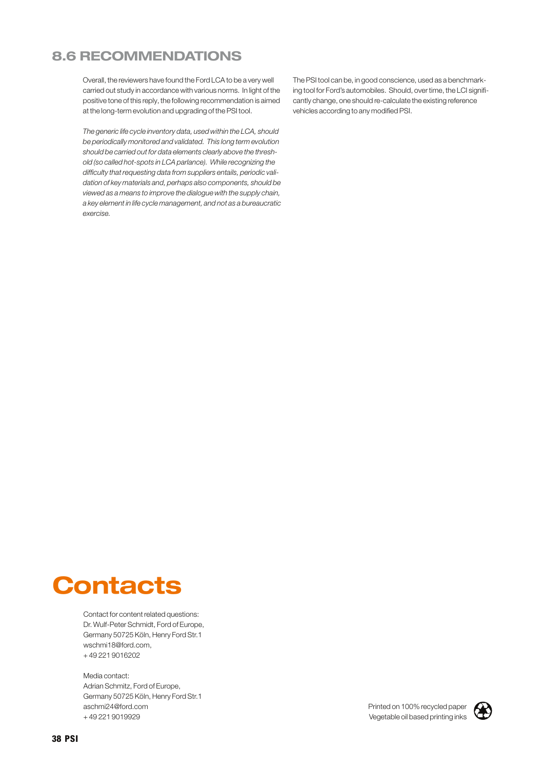## 8.6 RECOMMENDATIONS

Overall, the reviewers have found the Ford LCA to be a very well carried out study in accordance with various norms. In light of the positive tone of this reply, the following recommendation is aimed at the long-term evolution and upgrading of the PSI tool.

*The generic life cycle inventory data, used within the LCA, should be periodically monitored and validated. This long term evolution should be carried out for data elements clearly above the threshold (so called hot-spots in LCA parlance). While recognizing the difficulty that requesting data from suppliers entails, periodic validation of key materials and, perhaps also components, should be viewed as a means to improve the dialogue with the supply chain, a key element in life cycle management, and not as a bureaucratic exercise.*

The PSI tool can be, in good conscience, used as a benchmarking tool for Ford's automobiles. Should, over time, the LCI significantly change, one should re-calculate the existing reference vehicles according to any modified PSI.

# Contacts

Contact for content related questions:
Dr. Wulf-Peter Schmidt, Ford of Europe,
Germany 50725 Köln, Henry Ford Str.1
wschmi18@ford.com,
+ 49 221 9016202

Media contact:
Adrian Schmitz, Ford of Europe,
Germany 50725 Köln, Henry Ford Str.1
aschmi24@ford.com
+ 49 221 9019929

Printed on 100% recycled paper
Vegetable oil based printing inks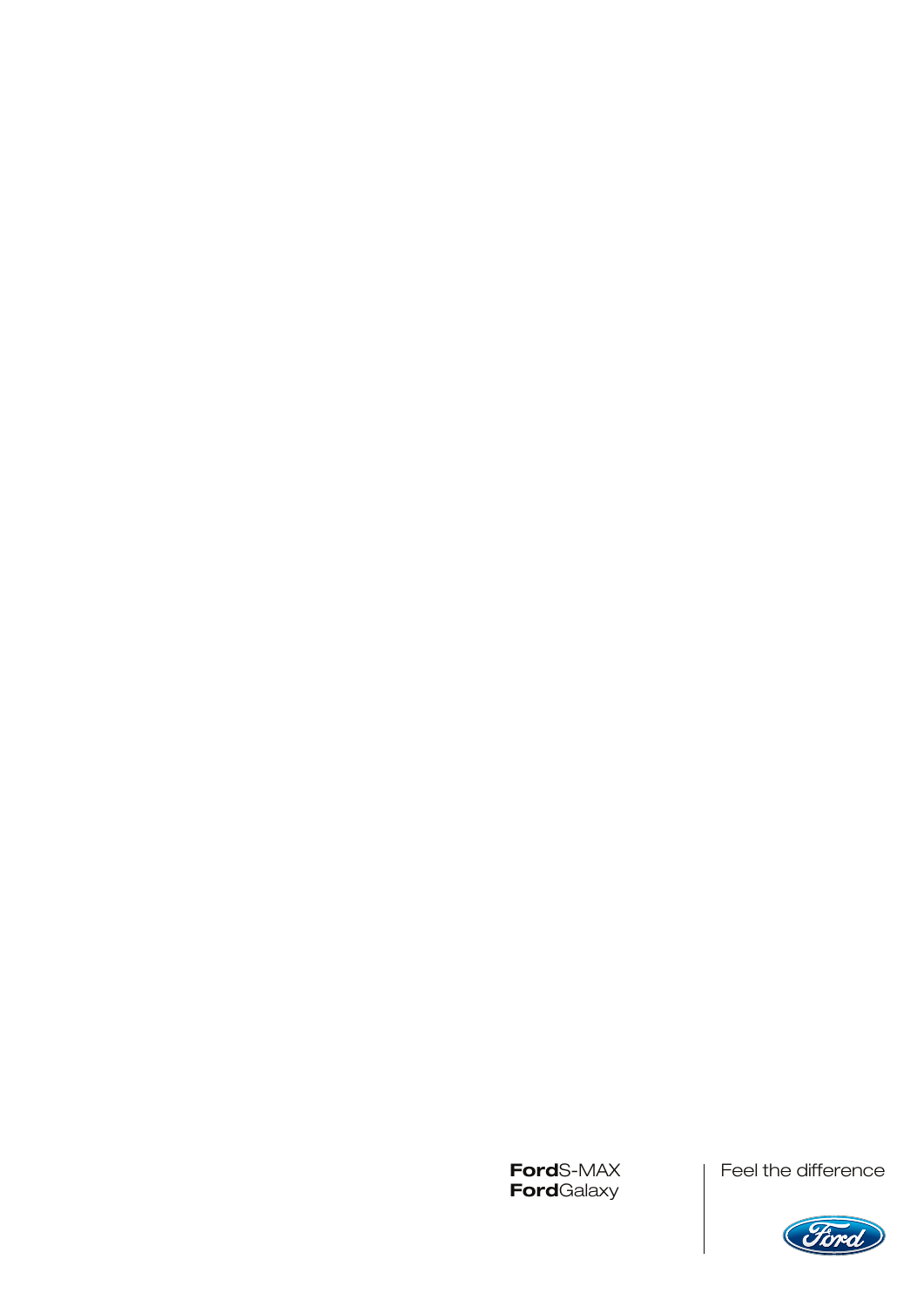**Ford**S-MAX
**Ford**Galaxy

Feel the difference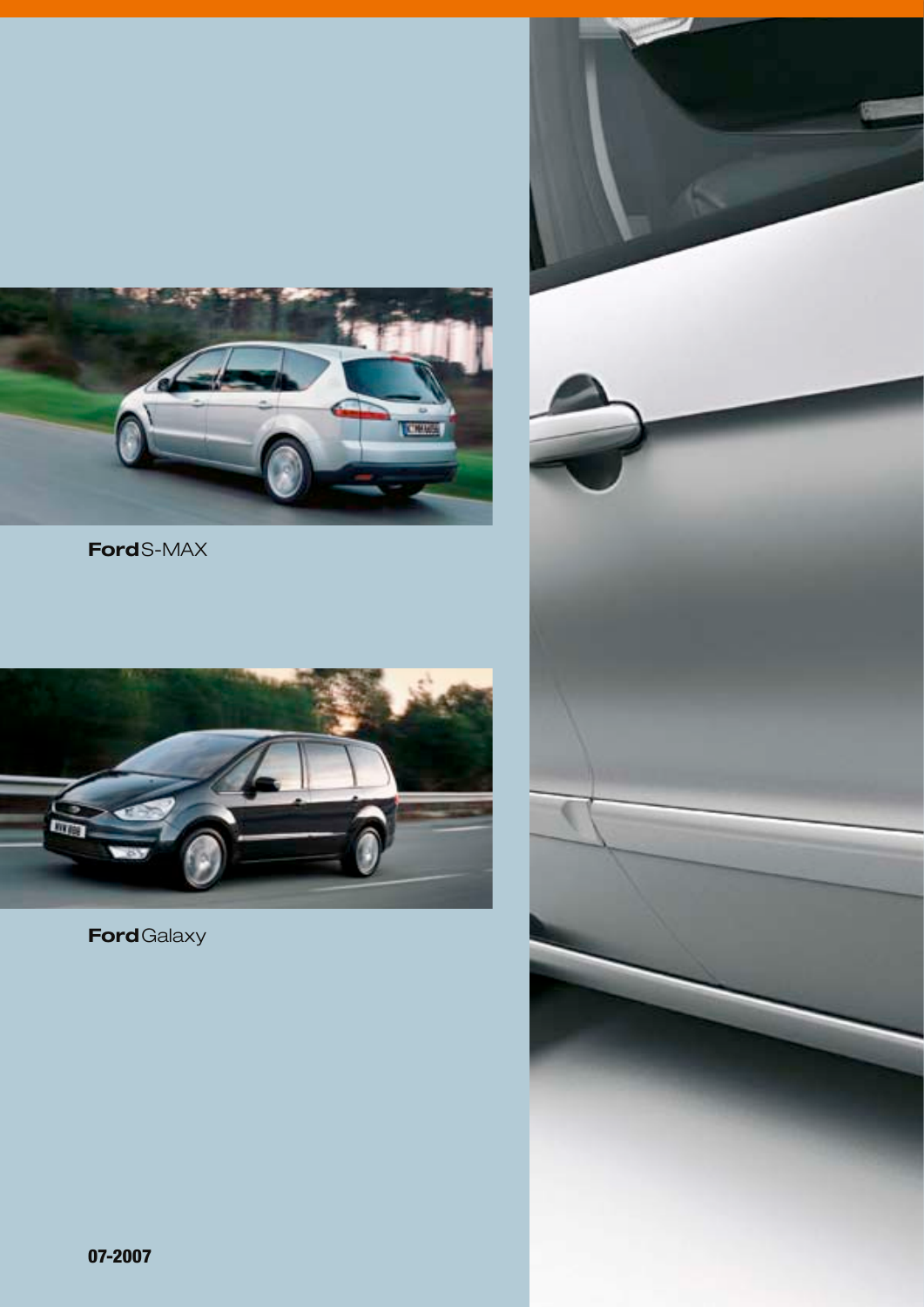**Ford** S-MAX

**Ford** Galaxy

**07-2007**